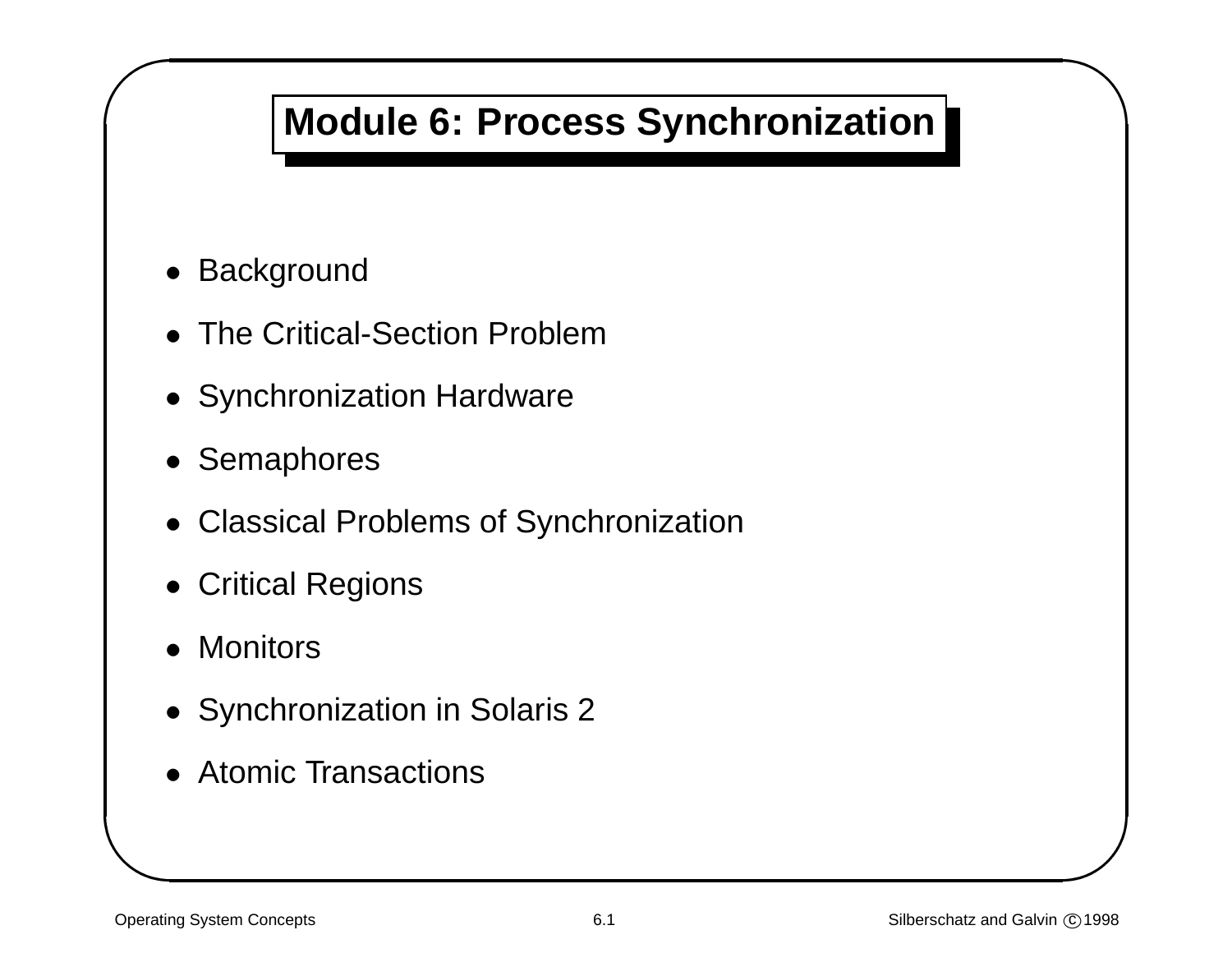# Module 6: Process Synchronization

- Background
- The Critical-Section Problem
- Synchronization Hardware
- Semaphores
- Classical Problems of Synchronization
- Critical Regions
- Monitors
- Synchronization in Solaris 2
- Atomic Transactions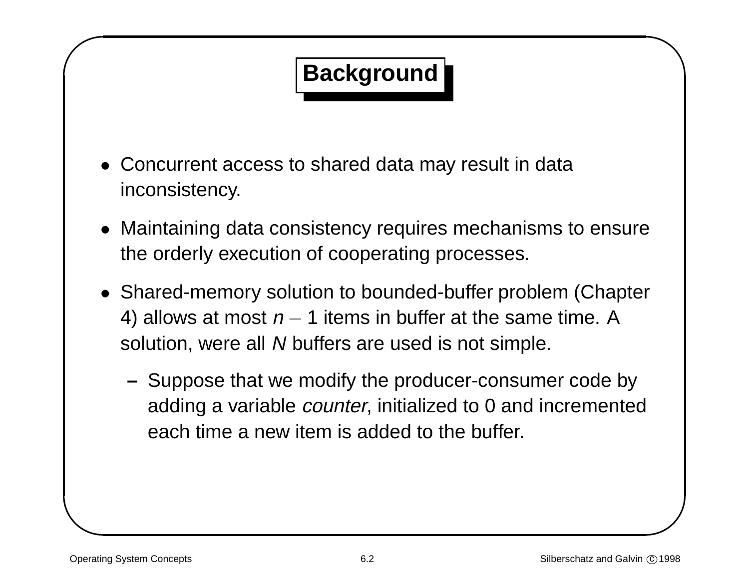# Background

- Concurrent access to shared data may result in data inconsistency.
- Maintaining data consistency requires mechanisms to ensure the orderly execution of cooperating processes.
- Shared-memory solution to bounded-buffer problem (Chapter 4) allows at most $n - 1$ items in buffer at the same time. A solution, were all $N$ buffers are used is not simple.
  - Suppose that we modify the producer-consumer code by adding a variable *counter*, initialized to 0 and incremented each time a new item is added to the buffer.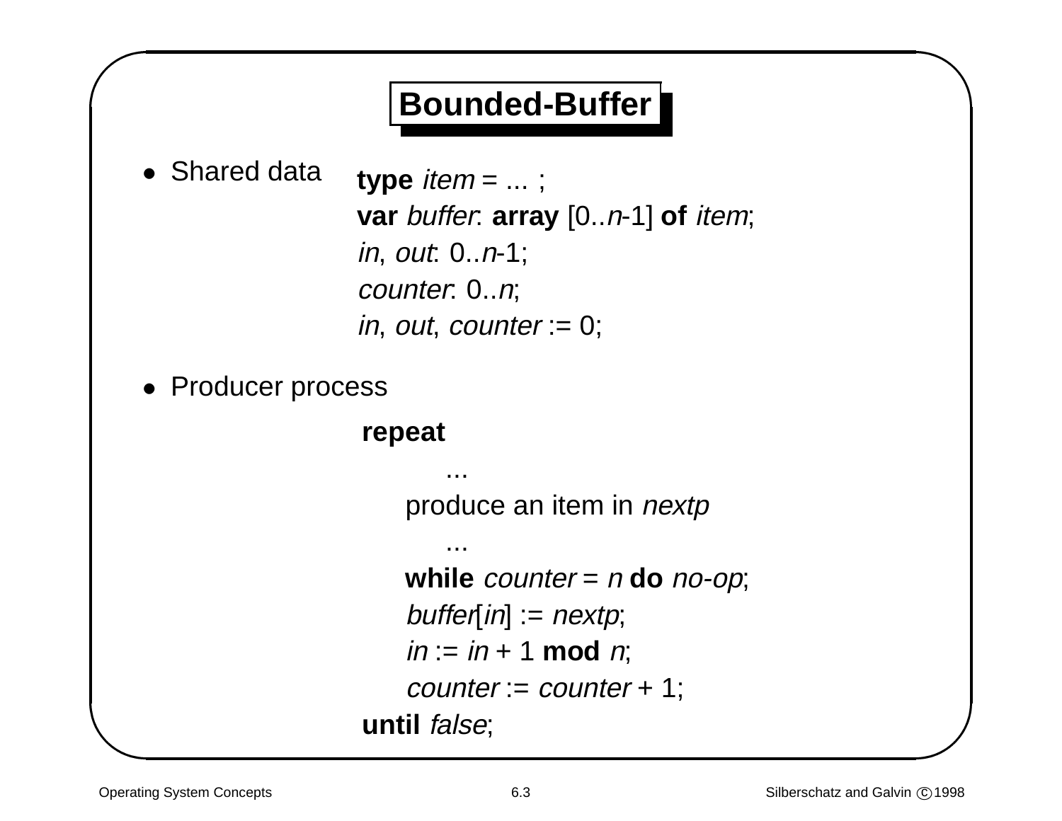# Bounded-Buffer

- Shared data

```
type item = ... ;
var buffer: array [0..n-1] of item;
in, out: 0..n-1;
counter: 0..n;
in, out, counter := 0;
```

- Producer process

```
repeat
      ...
    produce an item in nextp
      ...
    while counter = n do no-op;
    buffer[in] := nextp;
    in := in + 1 mod n;
    counter := counter + 1;
until false;
```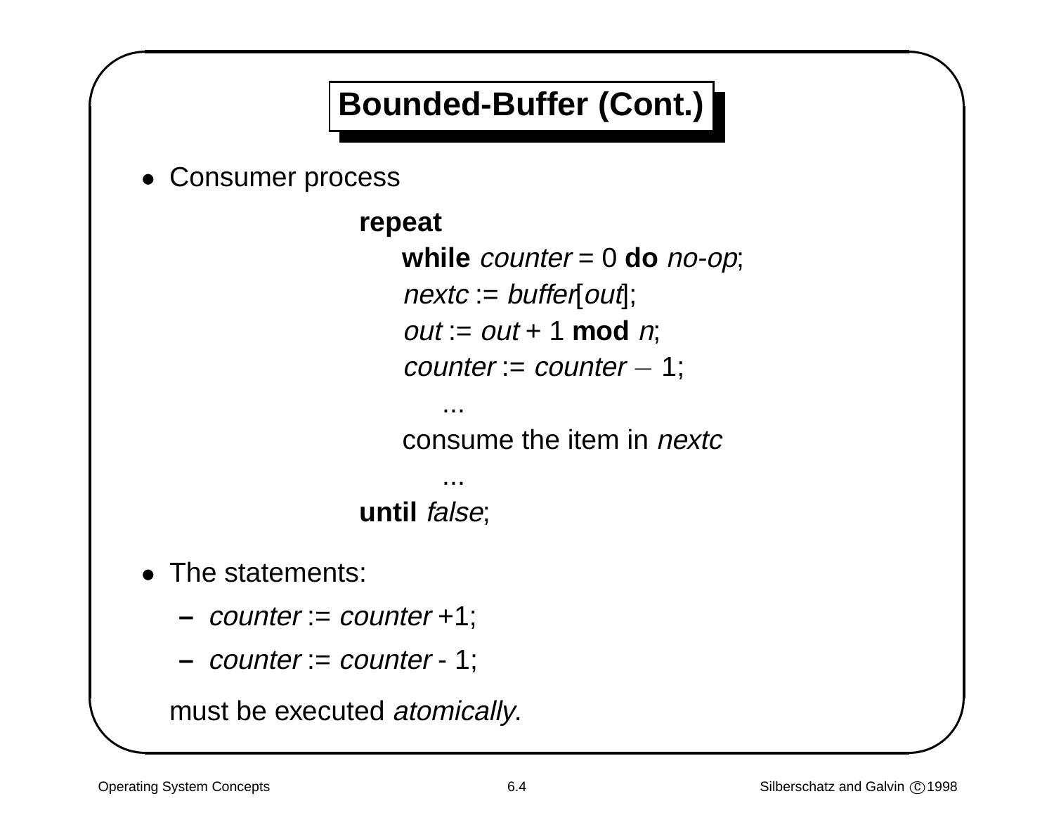# Bounded-Buffer (Cont.)

- Consumer process

```
repeat
    while counter = 0 do no-op;
    nextc := buffer[out];
    out := out + 1 mod n;
    counter := counter – 1;
        ...
    consume the item in nextc
        ...
until false;
```

- The statements:
  - *counter* := *counter* +1;
  - *counter* := *counter* - 1;

  must be executed *atomically*.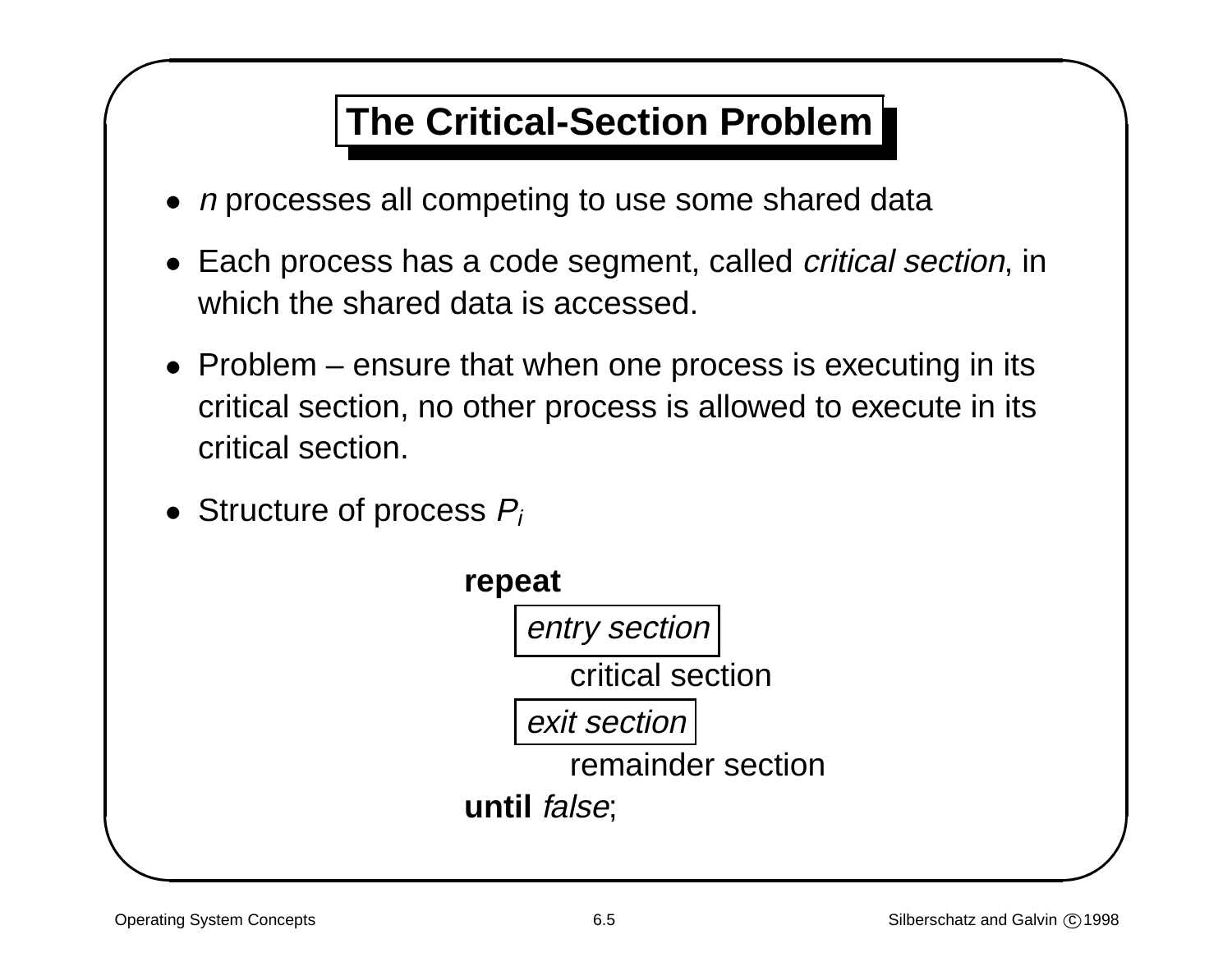# The Critical-Section Problem

- *n* processes all competing to use some shared data
- Each process has a code segment, called *critical section*, in which the shared data is accessed.
- Problem – ensure that when one process is executing in its critical section, no other process is allowed to execute in its critical section.
- Structure of process $P_i$

```
repeat
    entry section
        critical section
    exit section
        remainder section
until false;
```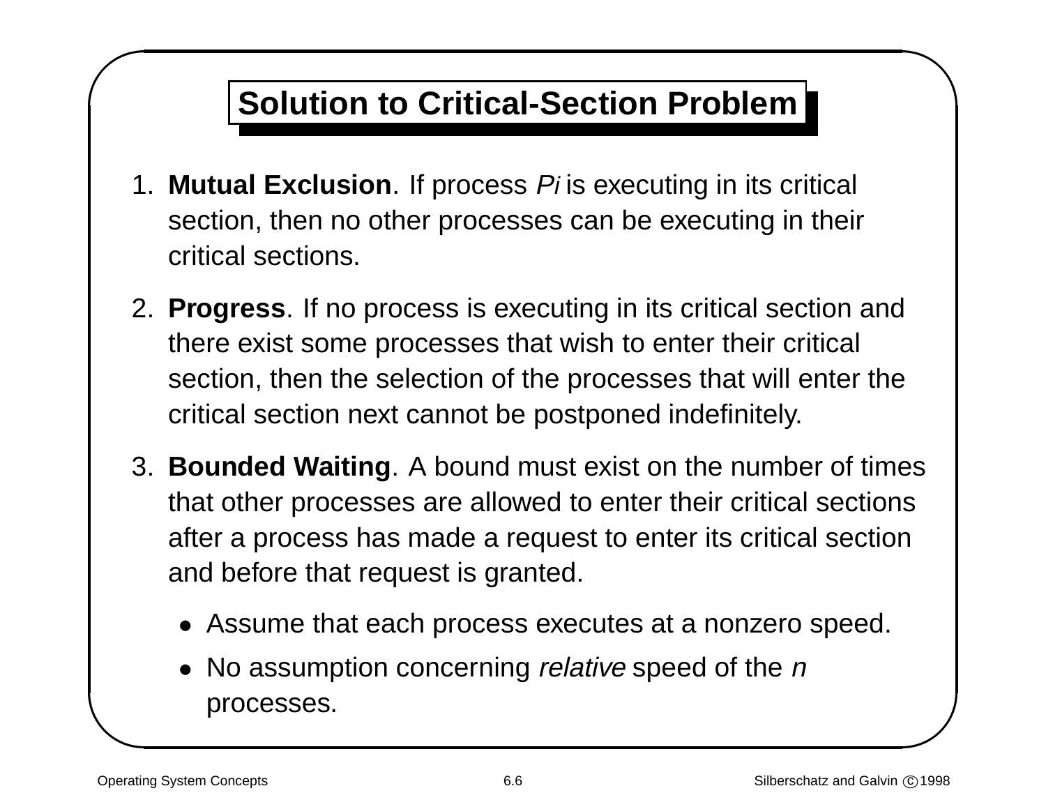# Solution to Critical-Section Problem

1. **Mutual Exclusion**. If process $P_i$ is executing in its critical section, then no other processes can be executing in their critical sections.

2. **Progress**. If no process is executing in its critical section and there exist some processes that wish to enter their critical section, then the selection of the processes that will enter the critical section next cannot be postponed indefinitely.

3. **Bounded Waiting**. A bound must exist on the number of times that other processes are allowed to enter their critical sections after a process has made a request to enter its critical section and before that request is granted.

   - Assume that each process executes at a nonzero speed.
   - No assumption concerning *relative* speed of the $n$ processes.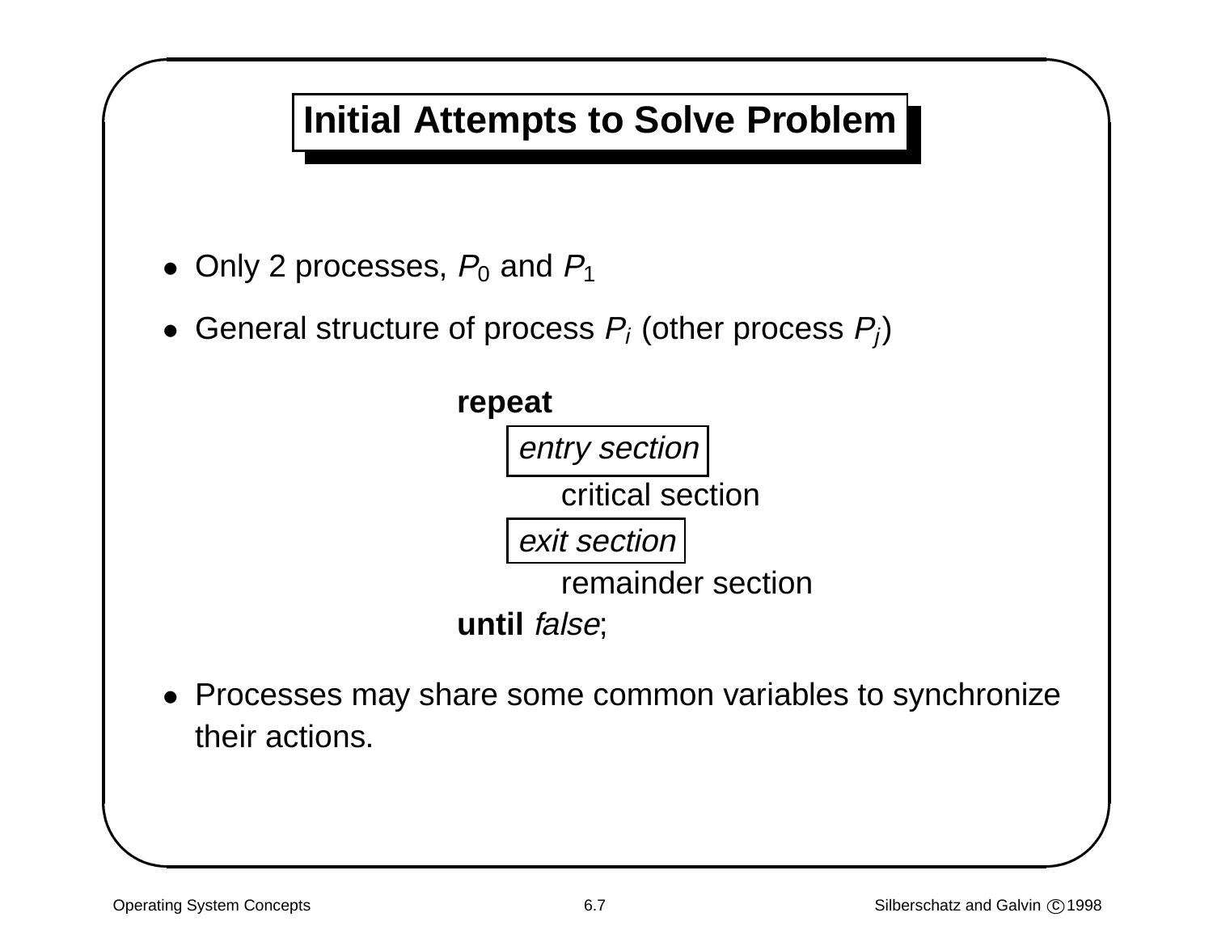# Initial Attempts to Solve Problem

- Only 2 processes, $P_0$ and $P_1$
- General structure of process $P_i$ (other process $P_j$)

```
repeat
    entry section
        critical section
    exit section
        remainder section
until false;
```

- Processes may share some common variables to synchronize their actions.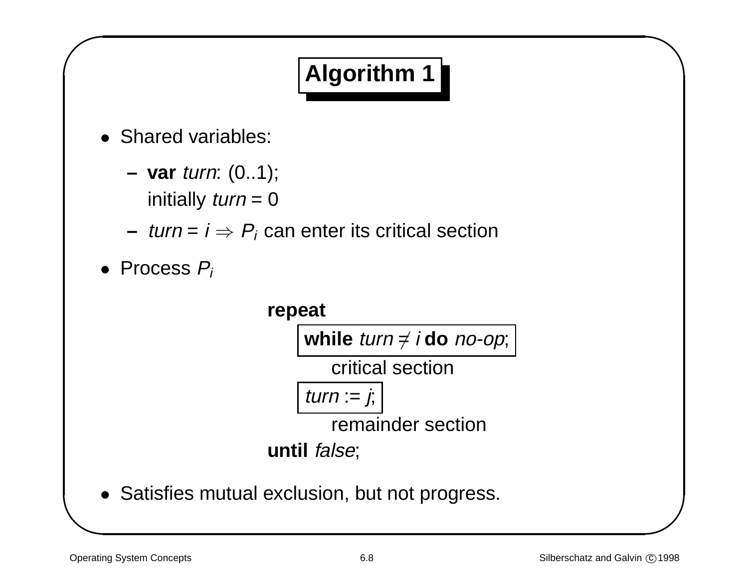# Algorithm 1

- Shared variables:
  - **var** *turn*: (0..1);
    initially *turn* = 0
  - $turn = i \Rightarrow P_i$ can enter its critical section
- Process $P_i$

```
repeat
    while turn ≠ i do no-op;
        critical section
    turn := j;
        remainder section
until false;
```

- Satisfies mutual exclusion, but not progress.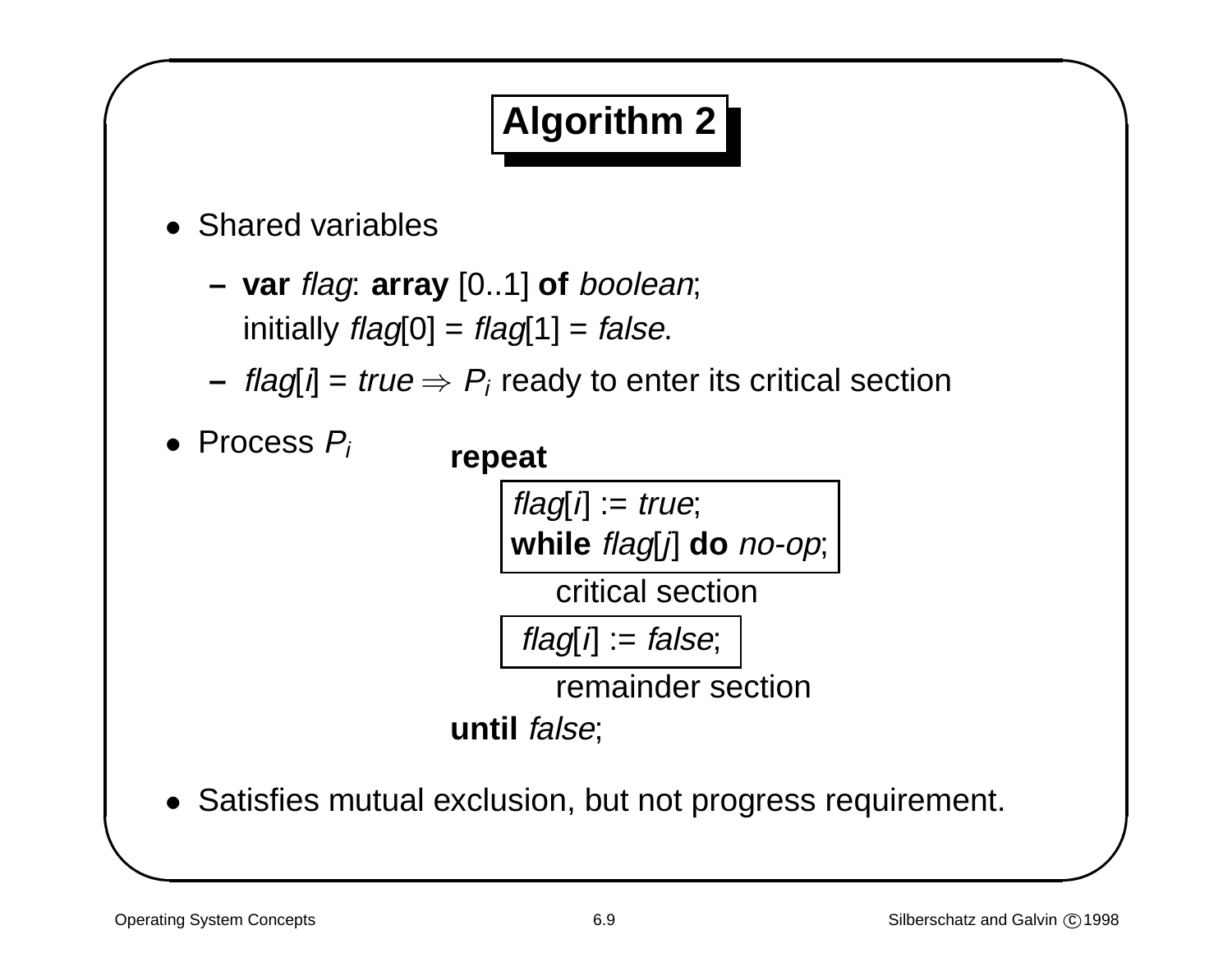# Algorithm 2

- Shared variables
  - **var** *flag*: **array** [0..1] **of** *boolean*;
    initially *flag*[0] = *flag*[1] = *false*.
  - *flag*[*i*] = *true* $\Rightarrow$ $P_i$ ready to enter its critical section
- Process $P_i$

```
repeat
    flag[i] := true;
    while flag[j] do no-op;
        critical section
    flag[i] := false;
        remainder section
until false;
```

- Satisfies mutual exclusion, but not progress requirement.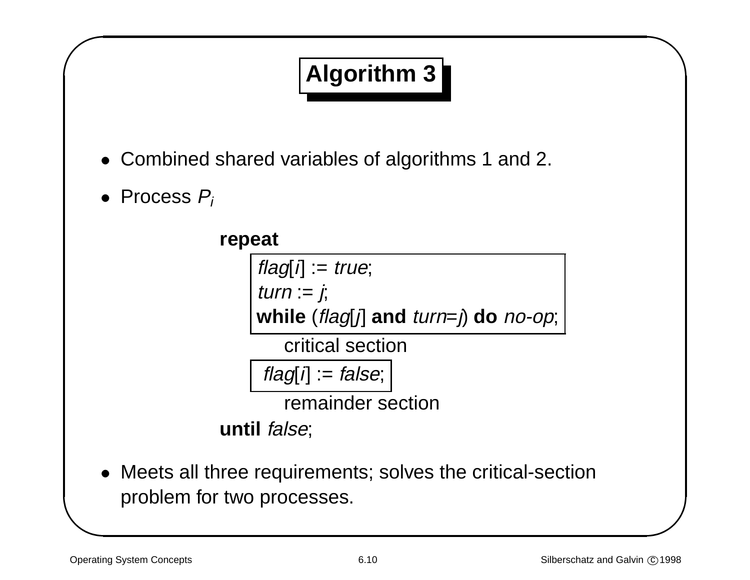# Algorithm 3

- Combined shared variables of algorithms 1 and 2.
- Process $P_i$

```
repeat
    flag[i] := true;
    turn := j;
    while (flag[j] and turn=j) do no-op;
        critical section
    flag[i] := false;
        remainder section
until false;
```

- Meets all three requirements; solves the critical-section problem for two processes.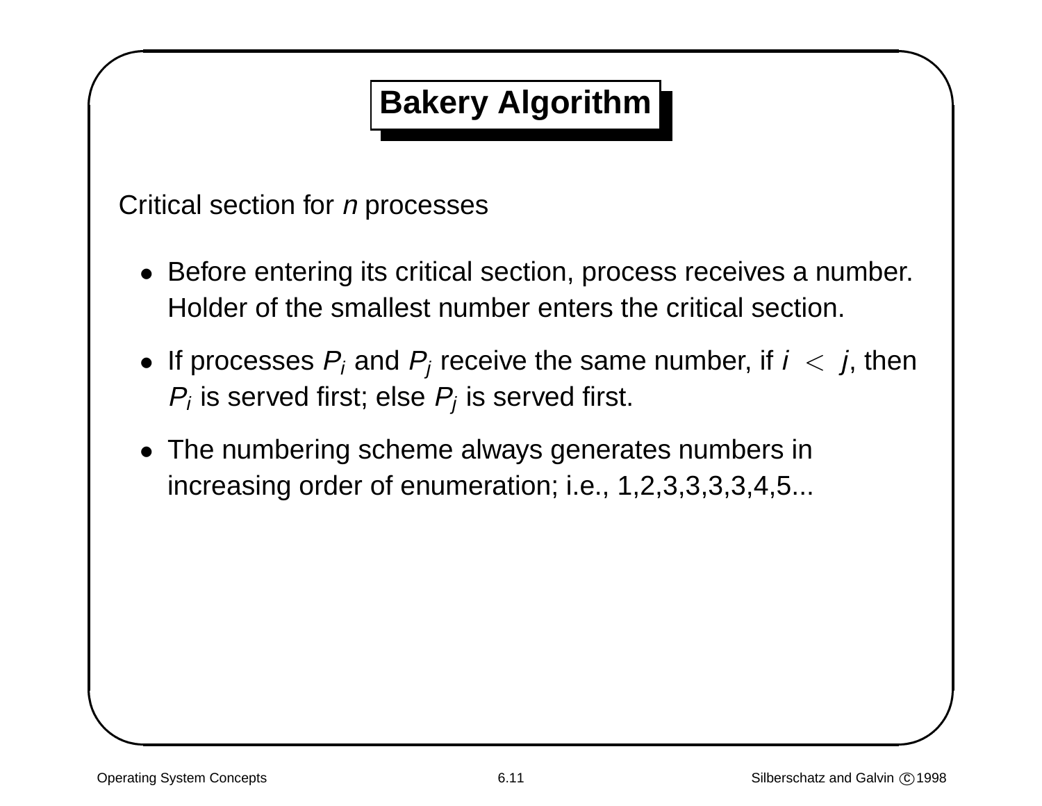# Bakery Algorithm

Critical section for *n* processes

- Before entering its critical section, process receives a number. Holder of the smallest number enters the critical section.
- If processes $P_i$ and $P_j$ receive the same number, if $i < j$, then $P_i$ is served first; else $P_j$ is served first.
- The numbering scheme always generates numbers in increasing order of enumeration; i.e., 1,2,3,3,3,3,4,5...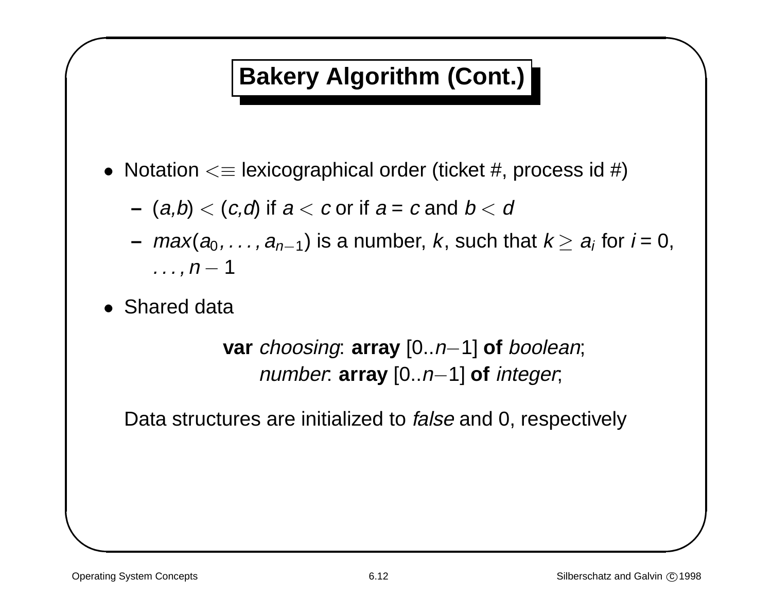# Bakery Algorithm (Cont.)

- Notation $< \equiv$ lexicographical order (ticket #, process id #)
  - ($a$,$b$) $<$ ($c$,$d$) if $a < c$ or if $a = c$ and $b < d$
  - $max(a_0, \ldots, a_{n-1})$ is a number, $k$, such that $k \geq a_i$ for $i = 0, \ldots, n-1$
- Shared data

  **var** *choosing*: **array** [0..$n-1$] **of** *boolean*;
  *number*: **array** [0..$n-1$] **of** *integer*;

  Data structures are initialized to *false* and 0, respectively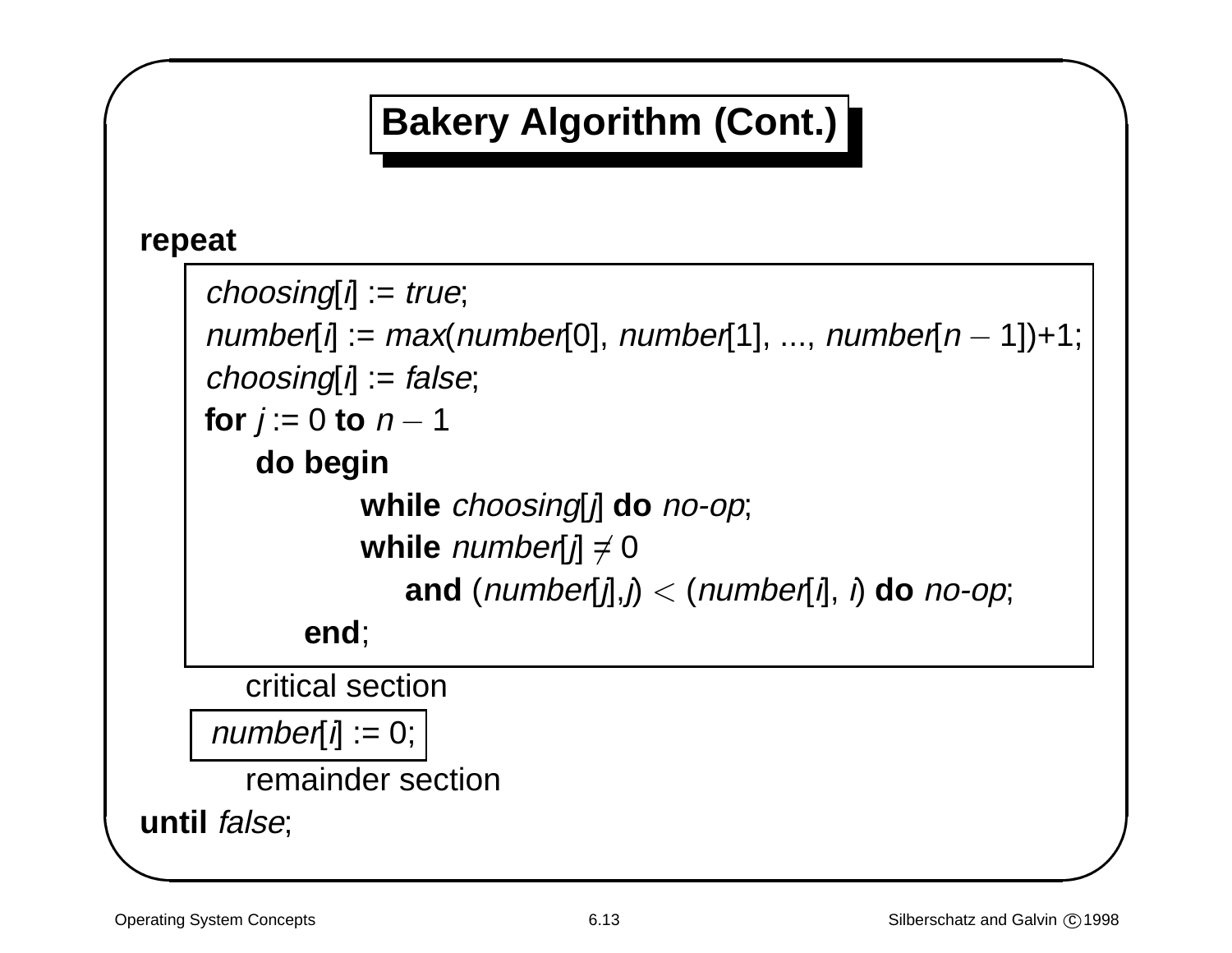## Bakery Algorithm (Cont.)

```
repeat
    choosing[i] := true;
    number[i] := max(number[0], number[1], ..., number[n – 1])+1;
    choosing[i] := false;
    for j := 0 to n – 1
        do begin
            while choosing[j] do no-op;
            while number[j] ≠ 0
                and (number[j],j) < (number[i], i) do no-op;
        end;
      critical section
    number[i] := 0;
      remainder section
until false;
```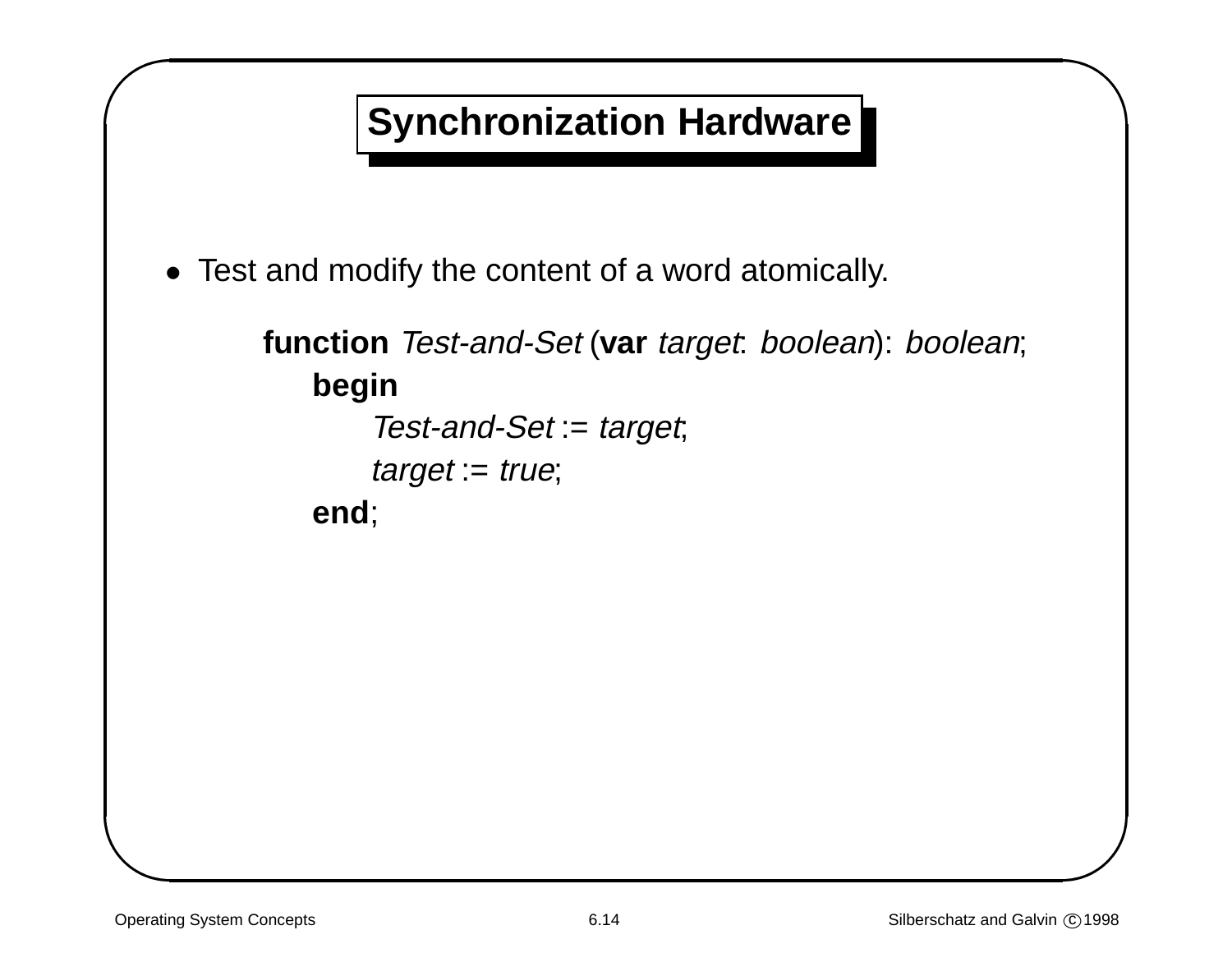# Synchronization Hardware

- Test and modify the content of a word atomically.

```
function Test-and-Set (var target: boolean): boolean;
    begin
        Test-and-Set := target;
        target := true;
    end;
```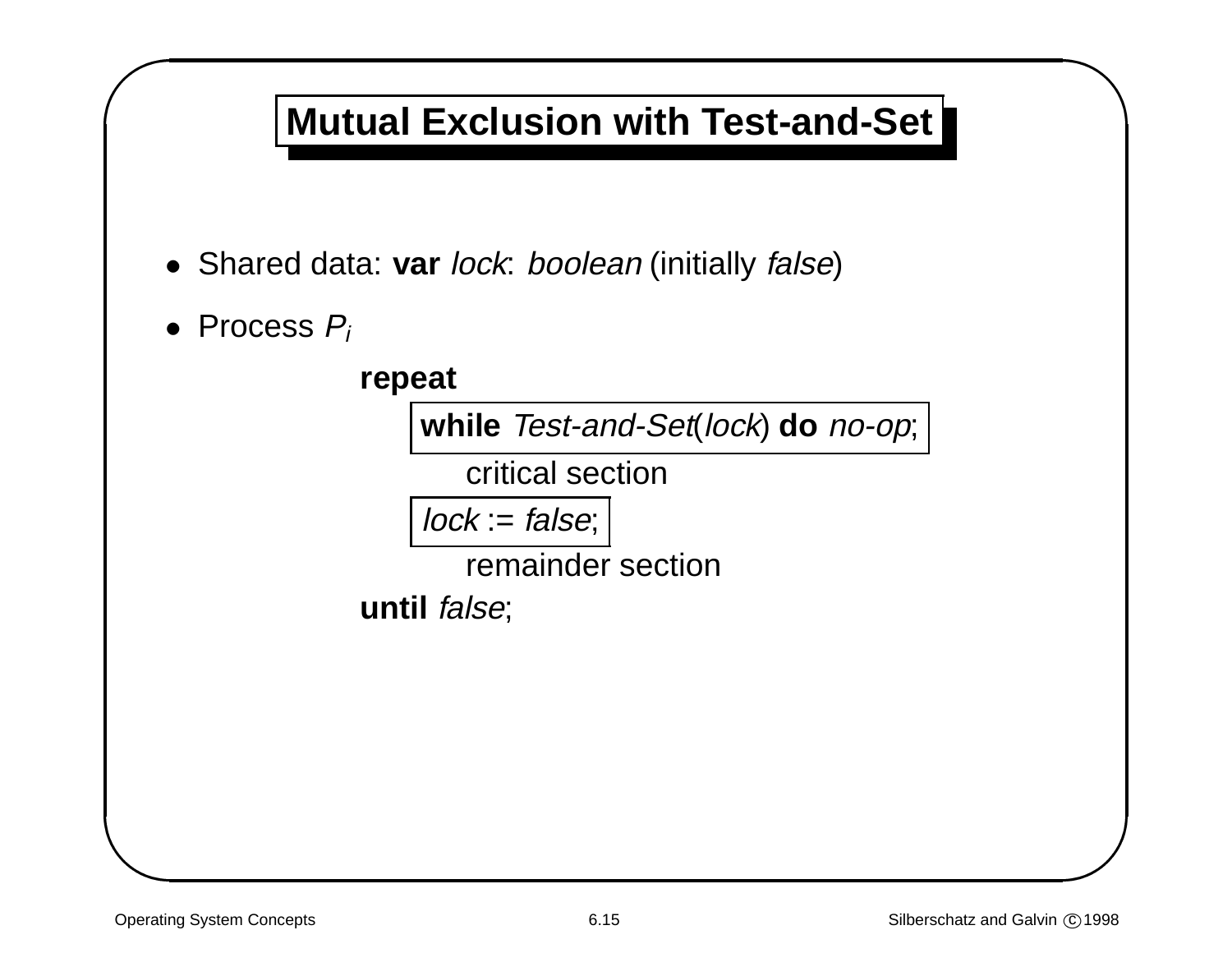# Mutual Exclusion with Test-and-Set

- Shared data: **var** *lock*: *boolean* (initially *false*)
- Process $P_i$

```
repeat
    while Test-and-Set(lock) do no-op;
        critical section
    lock := false;
        remainder section
until false;
```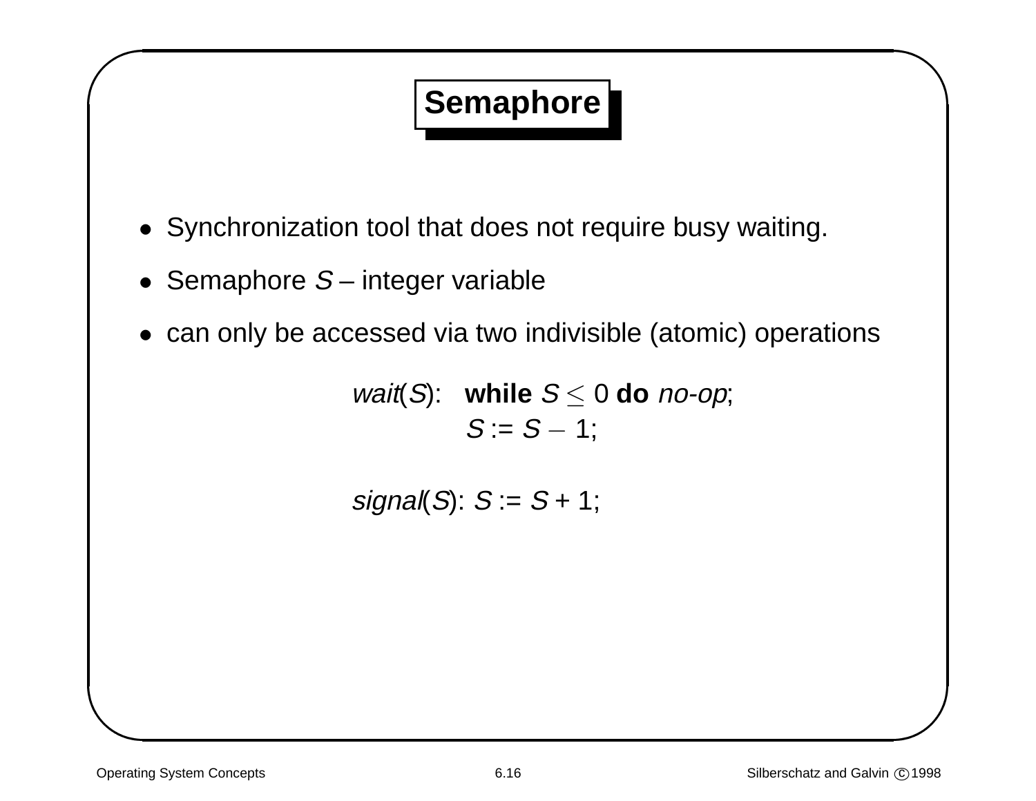# Semaphore

- Synchronization tool that does not require busy waiting.
- Semaphore $S$ – integer variable
- can only be accessed via two indivisible (atomic) operations

*wait*($S$): **while** $S \leq 0$ **do** *no-op*;
$S$ := $S - 1$;

*signal*($S$): $S$ := $S$ + 1;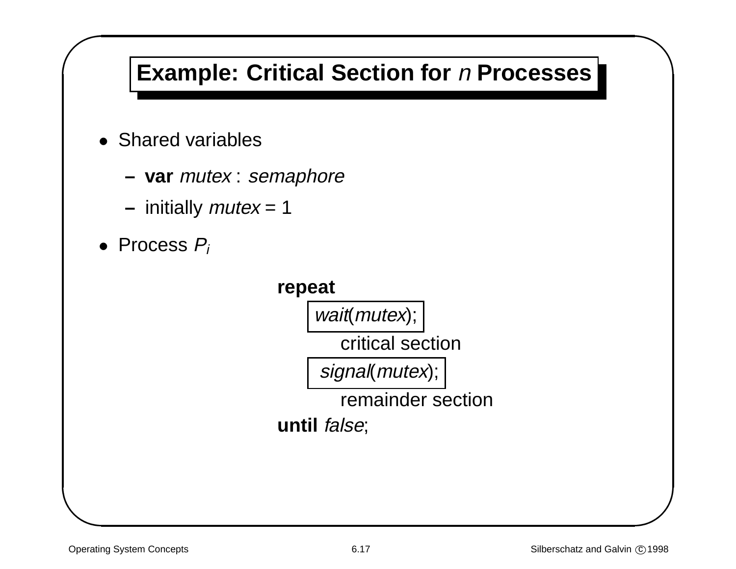# Example: Critical Section for *n* Processes

- Shared variables
  - **var** *mutex* : *semaphore*
  - initially *mutex* = 1
- Process $P_i$

```
repeat
    wait(mutex);
        critical section
    signal(mutex);
        remainder section
until false;
```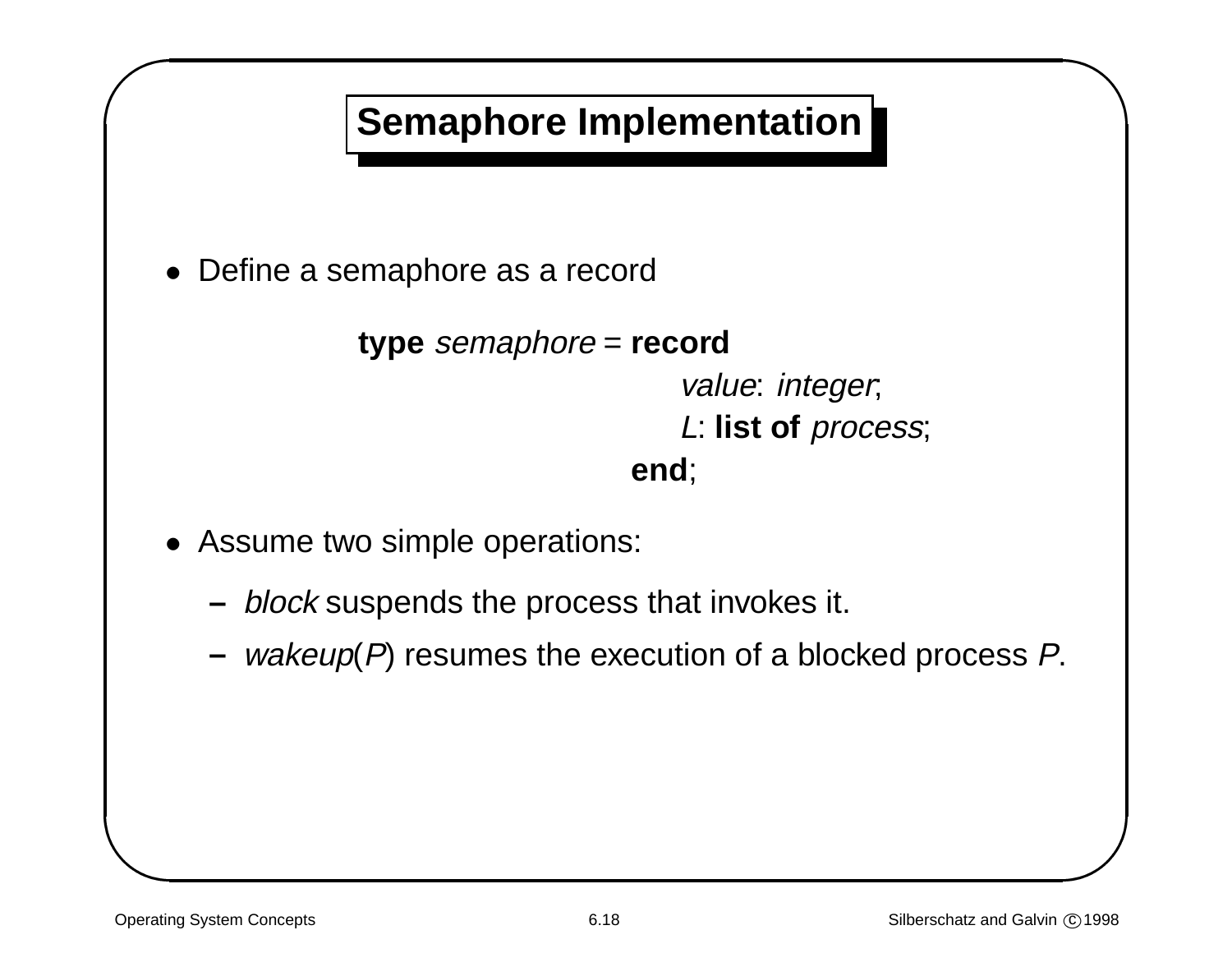# Semaphore Implementation

- Define a semaphore as a record

```
type semaphore = record
                     value: integer;
                     L: list of process;
                 end;
```

- Assume two simple operations:
  - *block* suspends the process that invokes it.
  - *wakeup*(*P*) resumes the execution of a blocked process *P*.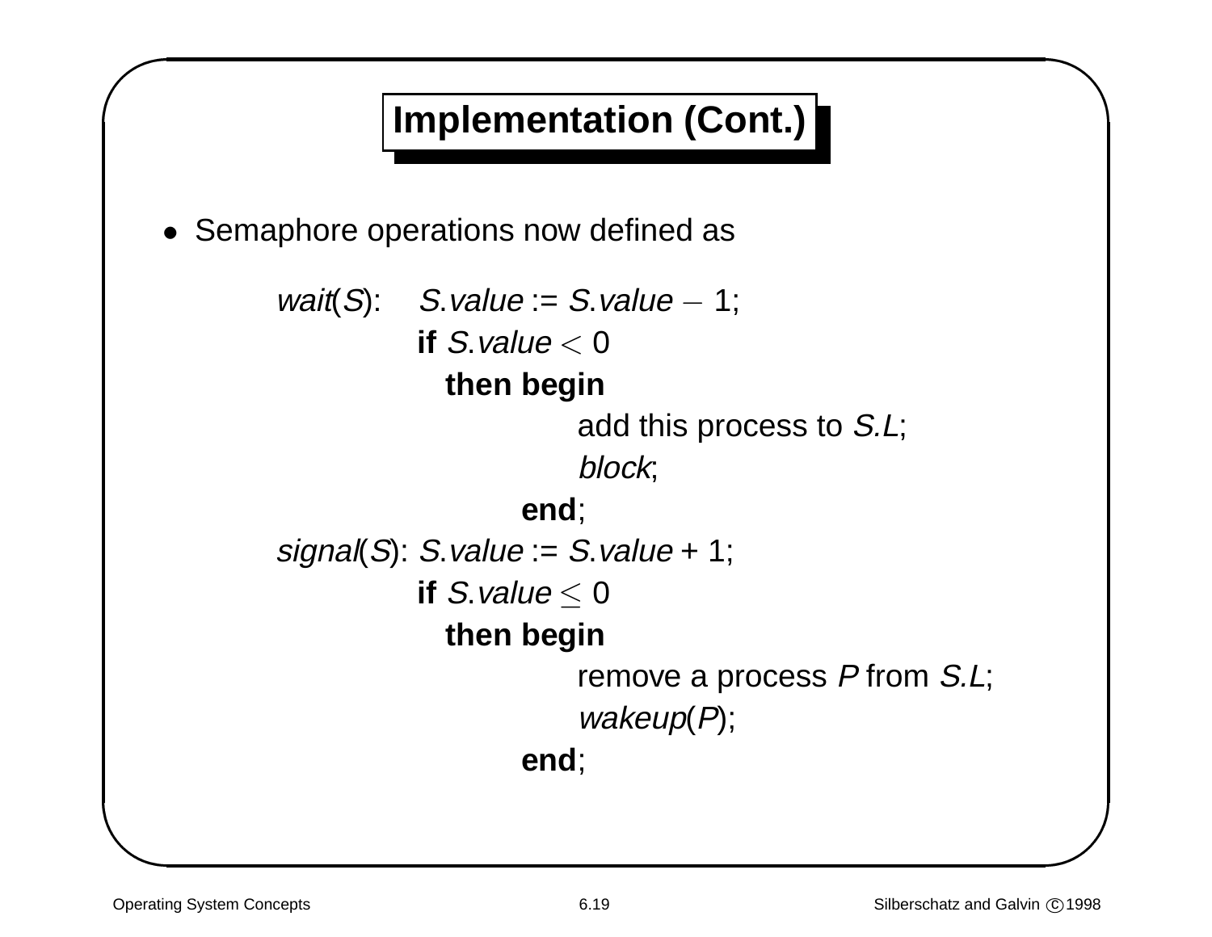## Implementation (Cont.)

- Semaphore operations now defined as

```
wait(S):    S.value := S.value − 1;
            if S.value < 0
              then begin
                     add this process to S.L;
                     block;
                   end;
signal(S):  S.value := S.value + 1;
            if S.value ≤ 0
              then begin
                     remove a process P from S.L;
                     wakeup(P);
                   end;
```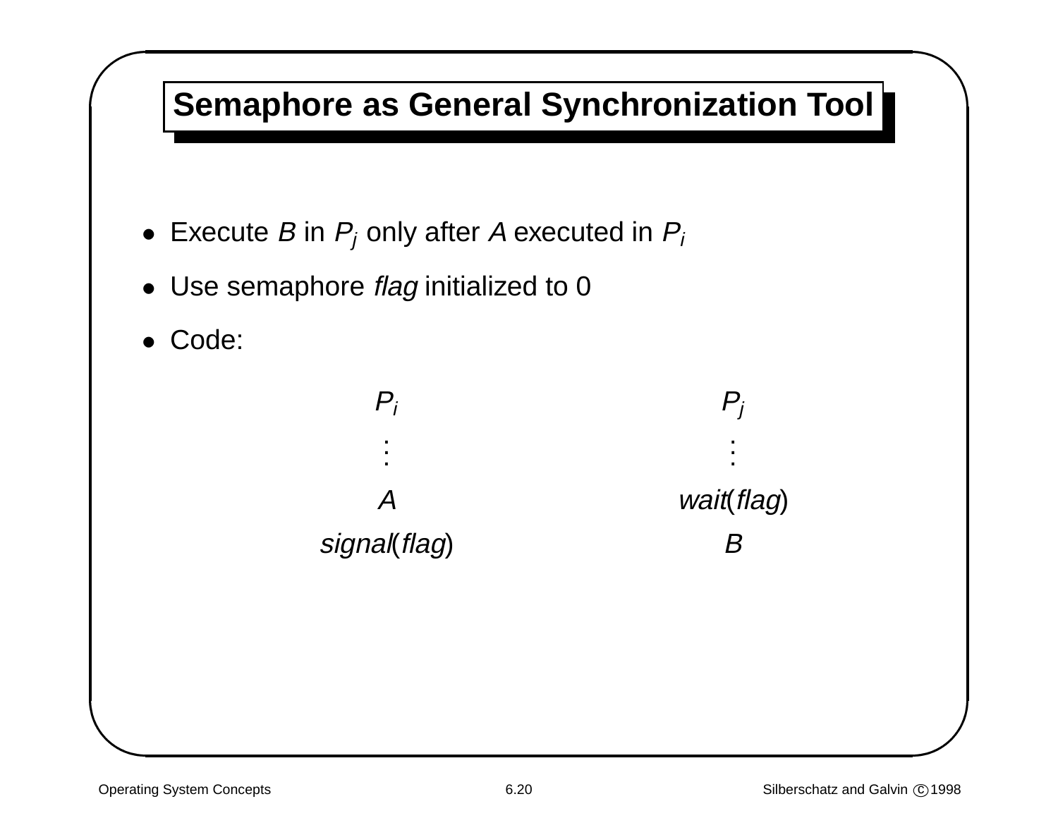# Semaphore as General Synchronization Tool

- Execute *B* in $P_j$ only after *A* executed in $P_i$
- Use semaphore *flag* initialized to 0
- Code:

| $P_i$ | $P_j$ |
|---|---|
| ⋮ | ⋮ |
| *A* | *wait*(*flag*) |
| *signal*(*flag*) | *B* |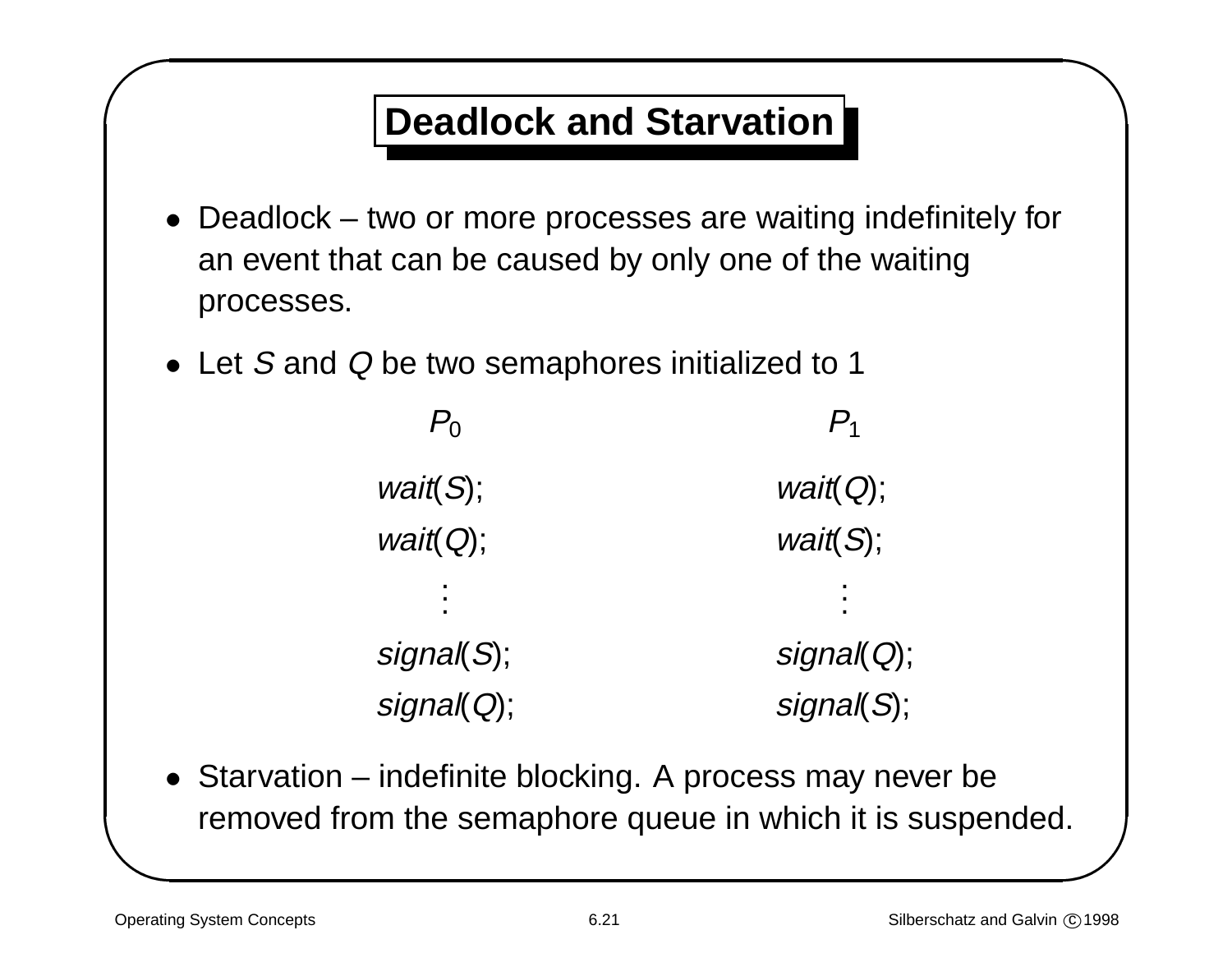# Deadlock and Starvation

- Deadlock – two or more processes are waiting indefinitely for an event that can be caused by only one of the waiting processes.
- Let $S$ and $Q$ be two semaphores initialized to 1

| $P_0$ | $P_1$ |
|---|---|
| *wait*($S$); | *wait*($Q$); |
| *wait*($Q$); | *wait*($S$); |
| ⋮ | ⋮ |
| *signal*($S$); | *signal*($Q$); |
| *signal*($Q$); | *signal*($S$); |

- Starvation – indefinite blocking. A process may never be removed from the semaphore queue in which it is suspended.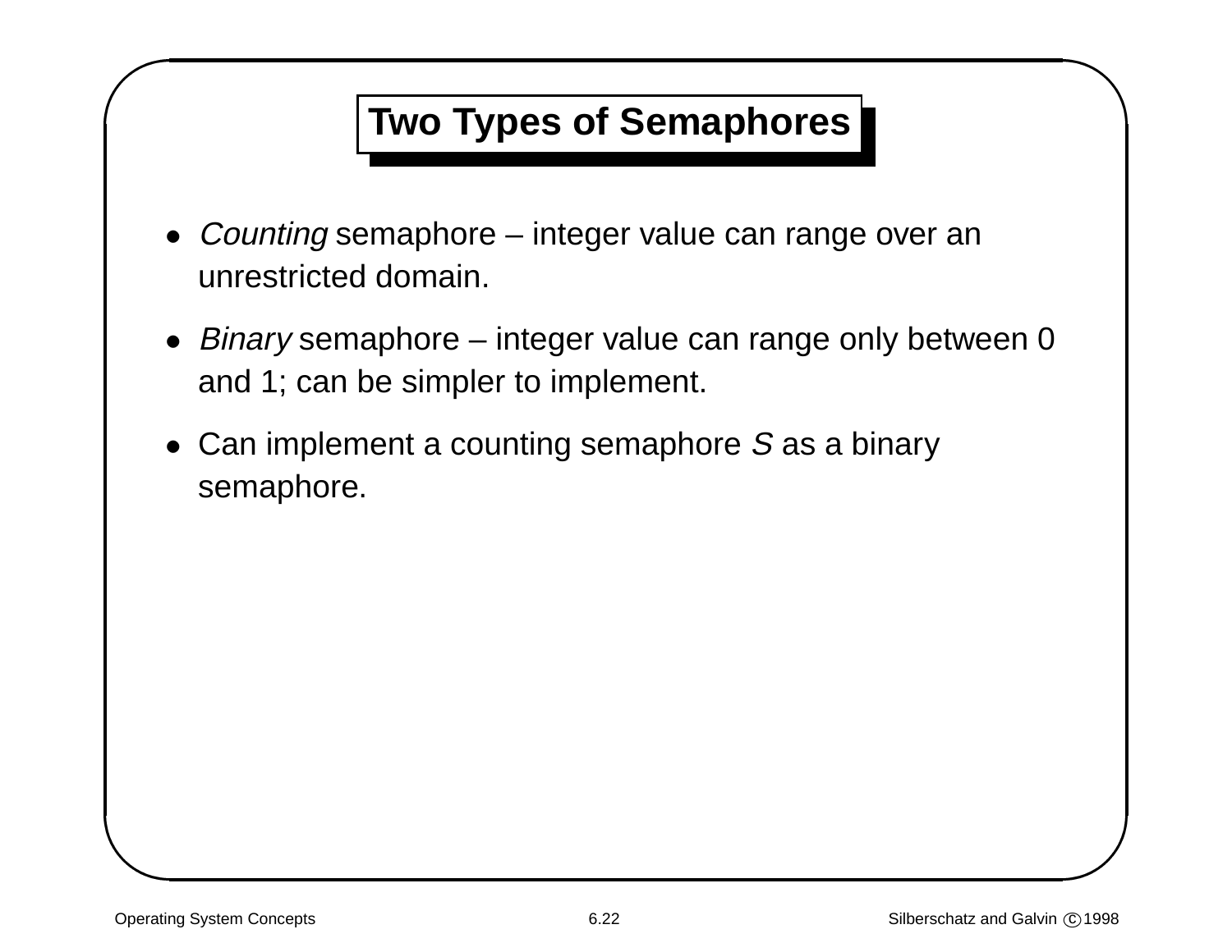# Two Types of Semaphores

- *Counting* semaphore – integer value can range over an unrestricted domain.
- *Binary* semaphore – integer value can range only between 0 and 1; can be simpler to implement.
- Can implement a counting semaphore $S$ as a binary semaphore.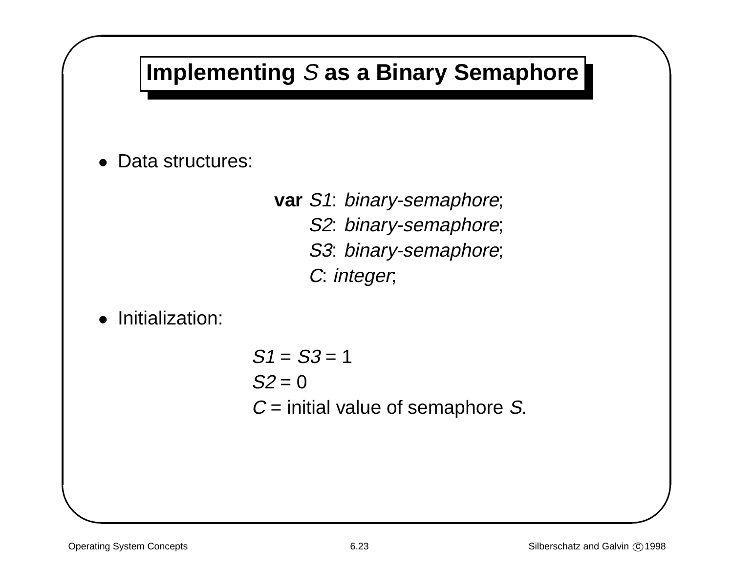# Implementing *S* as a Binary Semaphore

- Data structures:

```
var S1: binary-semaphore;
    S2: binary-semaphore;
    S3: binary-semaphore;
    C: integer;
```

- Initialization:

  *S1* = *S3* = 1
  *S2* = 0
  *C* = initial value of semaphore *S*.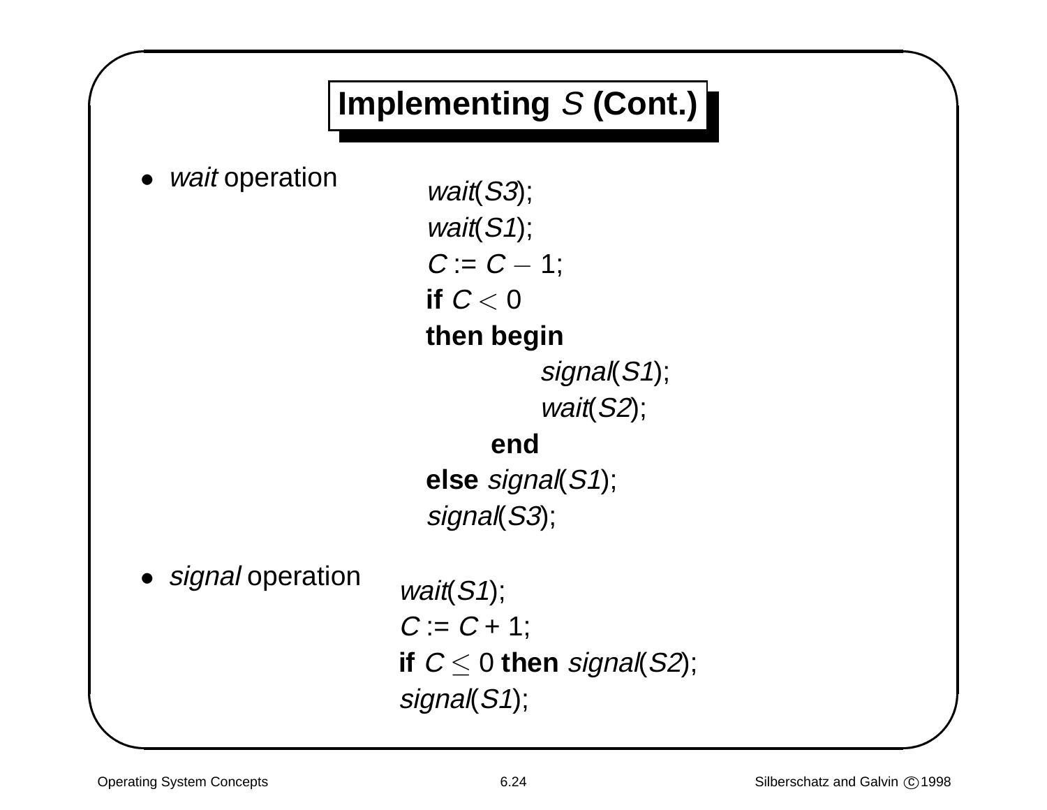# Implementing $S$ (Cont.)

- *wait* operation

```
wait(S3);
wait(S1);
C := C – 1;
if C < 0
then begin
        signal(S1);
        wait(S2);
     end
else signal(S1);
signal(S3);
```

- *signal* operation

```
wait(S1);
C := C + 1;
if C ≤ 0 then signal(S2);
signal(S1);
```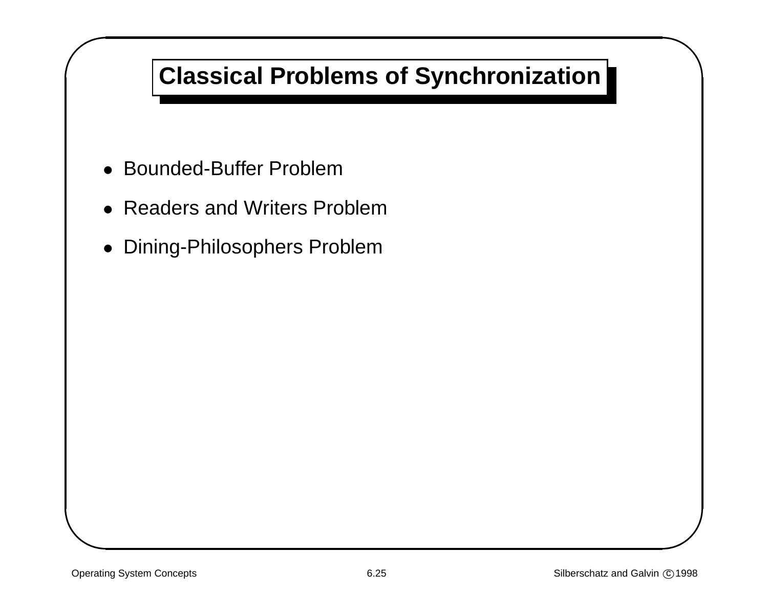# Classical Problems of Synchronization

- Bounded-Buffer Problem
- Readers and Writers Problem
- Dining-Philosophers Problem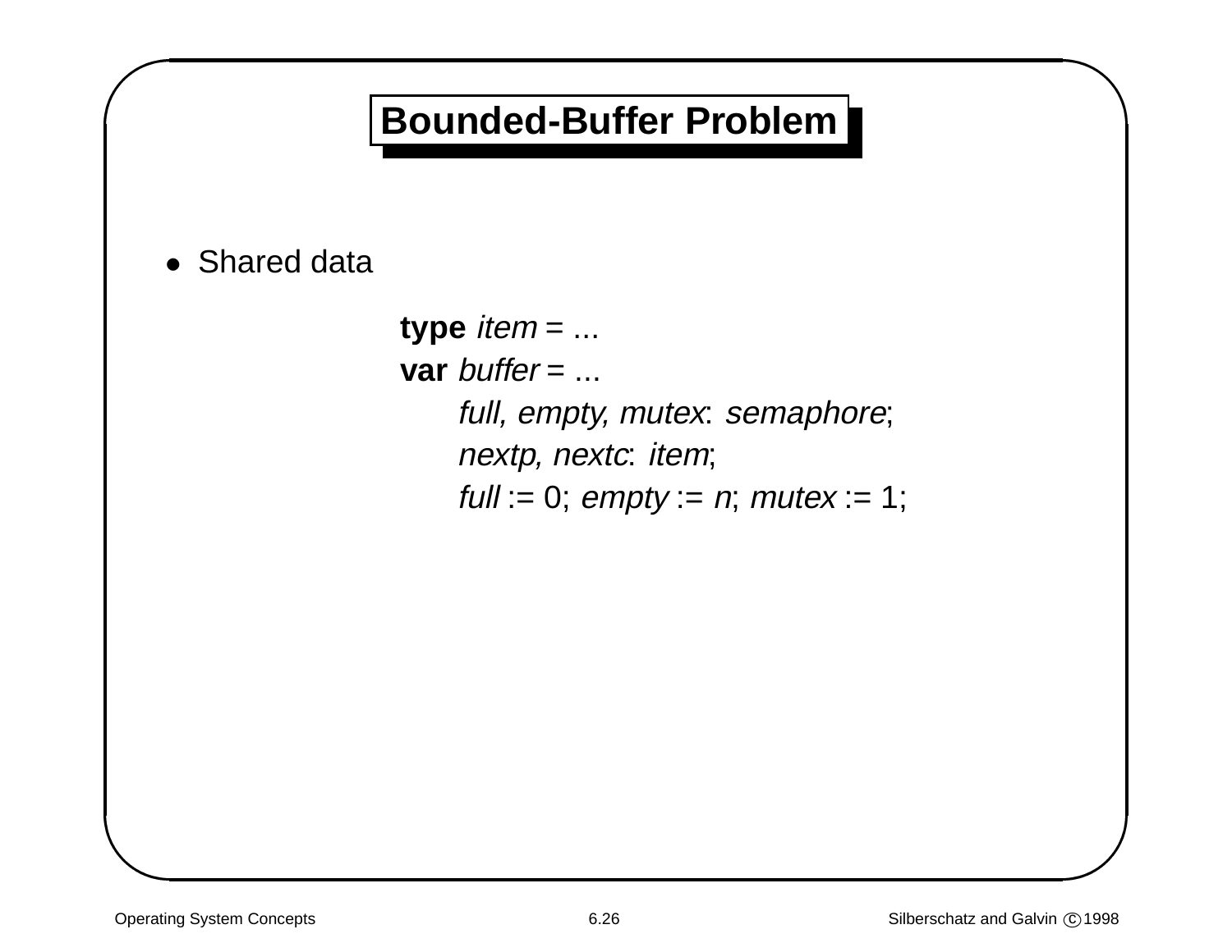# Bounded-Buffer Problem

- Shared data

```
type item = ...
var buffer = ...
    full, empty, mutex: semaphore;
    nextp, nextc: item;
    full := 0; empty := n; mutex := 1;
```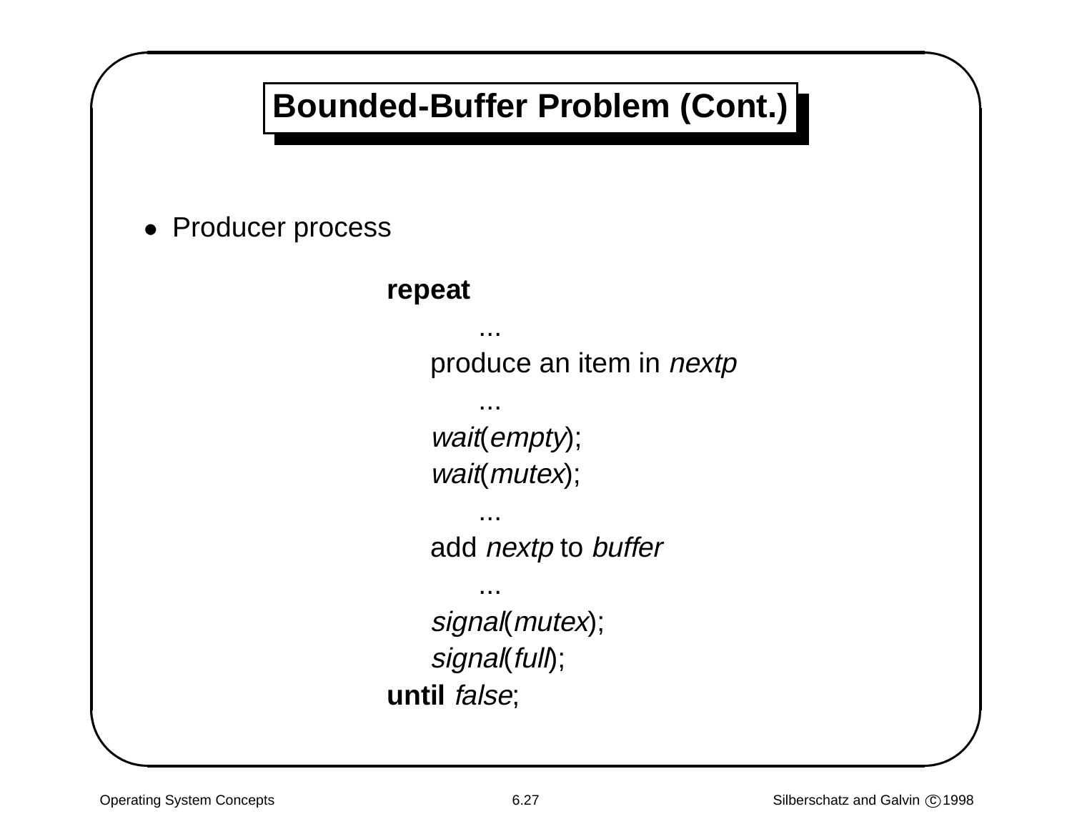## Bounded-Buffer Problem (Cont.)

- Producer process

```
repeat
        ...
    produce an item in nextp
        ...
    wait(empty);
    wait(mutex);
        ...
    add nextp to buffer
        ...
    signal(mutex);
    signal(full);
until false;
```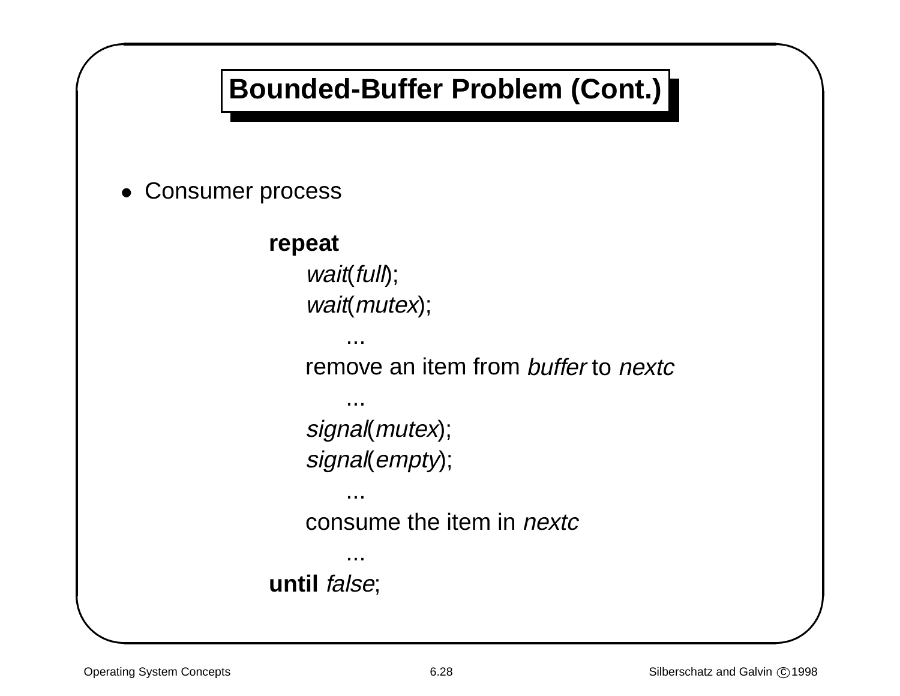# Bounded-Buffer Problem (Cont.)

- Consumer process

```
repeat
    wait(full);
    wait(mutex);
        ...
    remove an item from buffer to nextc
        ...
    signal(mutex);
    signal(empty);
        ...
    consume the item in nextc
        ...
until false;
```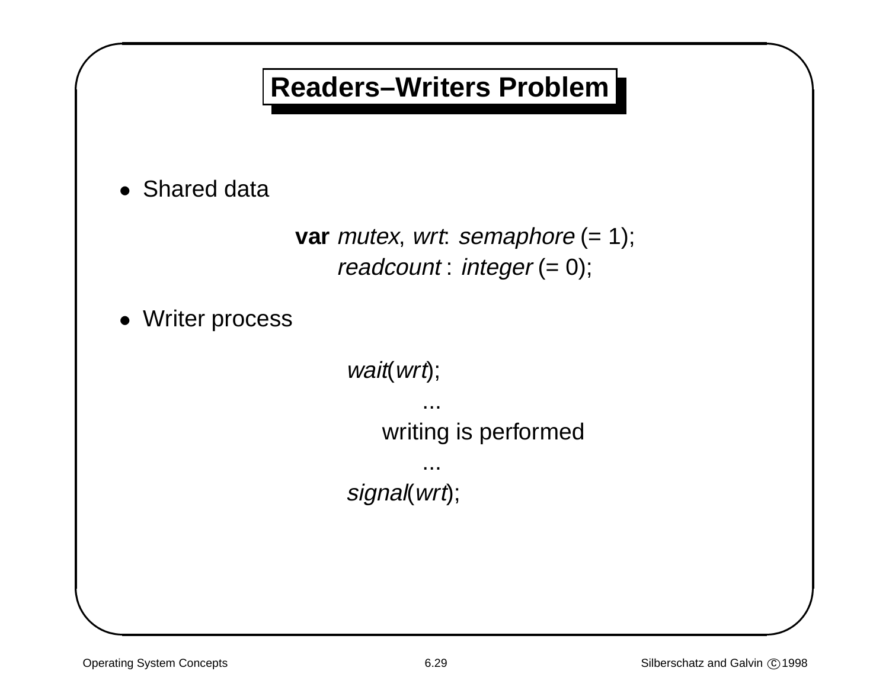# Readers–Writers Problem

- Shared data

```
var mutex, wrt: semaphore (= 1);
    readcount : integer (= 0);
```

- Writer process

```
wait(wrt);
    ...
  writing is performed
    ...
signal(wrt);
```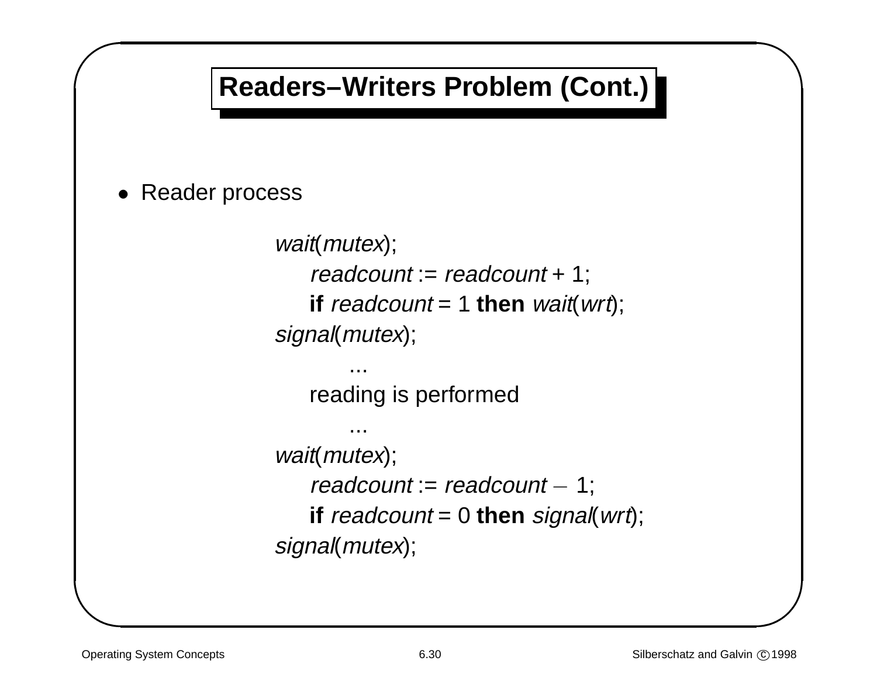## Readers–Writers Problem (Cont.)

- Reader process

```
wait(mutex);
    readcount := readcount + 1;
    if readcount = 1 then wait(wrt);
signal(mutex);
        ...
    reading is performed
        ...
wait(mutex);
    readcount := readcount − 1;
    if readcount = 0 then signal(wrt);
signal(mutex);
```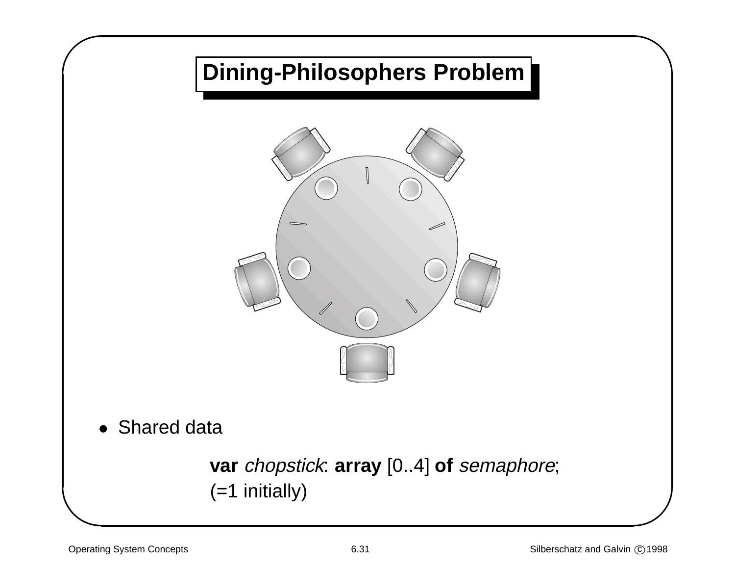# Dining-Philosophers Problem

- Shared data

  **var** *chopstick*: **array** [0..4] **of** *semaphore*;
  (=1 initially)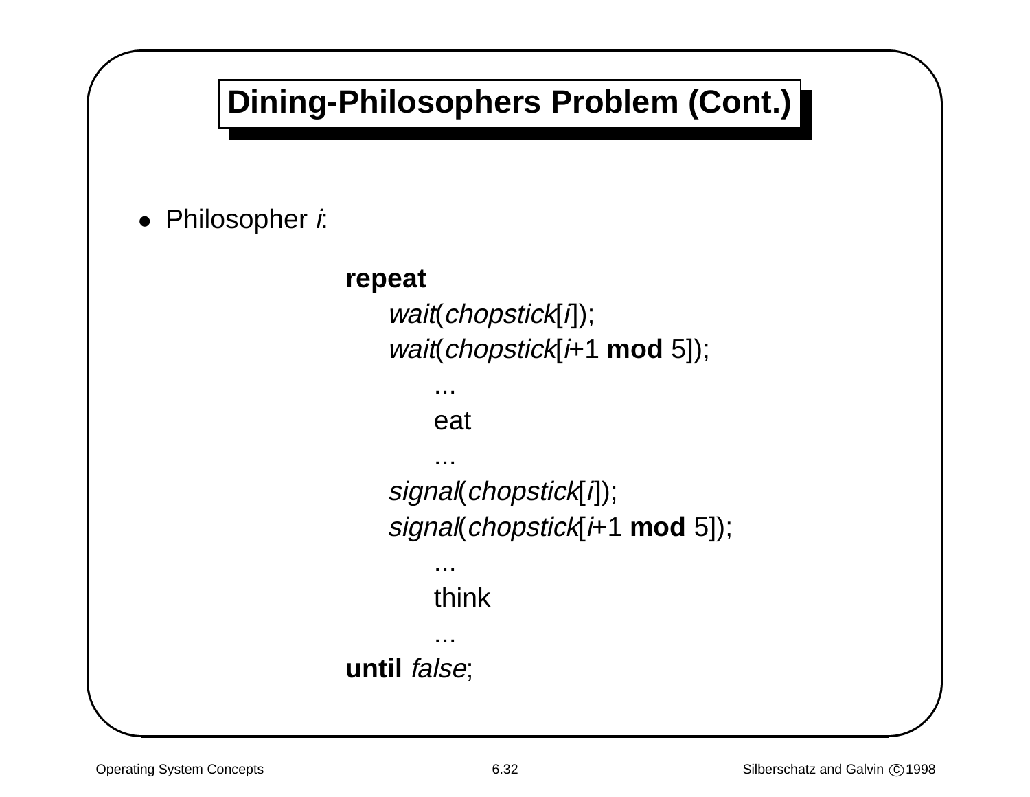# Dining-Philosophers Problem (Cont.)

- Philosopher *i*:

```
repeat
    wait(chopstick[i]);
    wait(chopstick[i+1 mod 5]);
        ...
        eat
        ...
    signal(chopstick[i]);
    signal(chopstick[i+1 mod 5]);
        ...
        think
        ...
until false;
```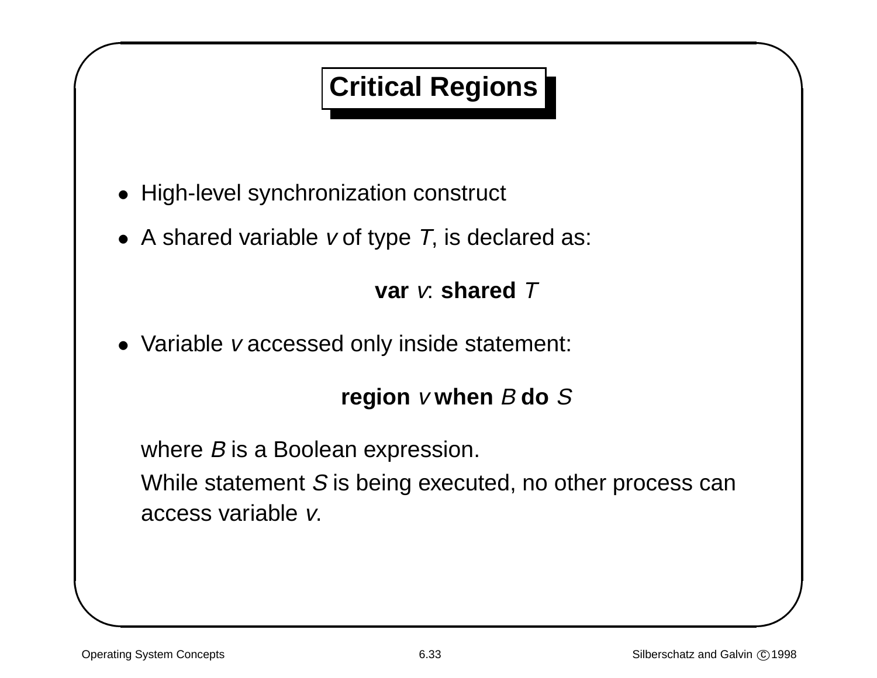# Critical Regions

- High-level synchronization construct
- A shared variable *v* of type *T*, is declared as:

  **var** *v*: **shared** *T*

- Variable *v* accessed only inside statement:

  **region** *v* **when** *B* **do** *S*

  where *B* is a Boolean expression.

  While statement *S* is being executed, no other process can access variable *v*.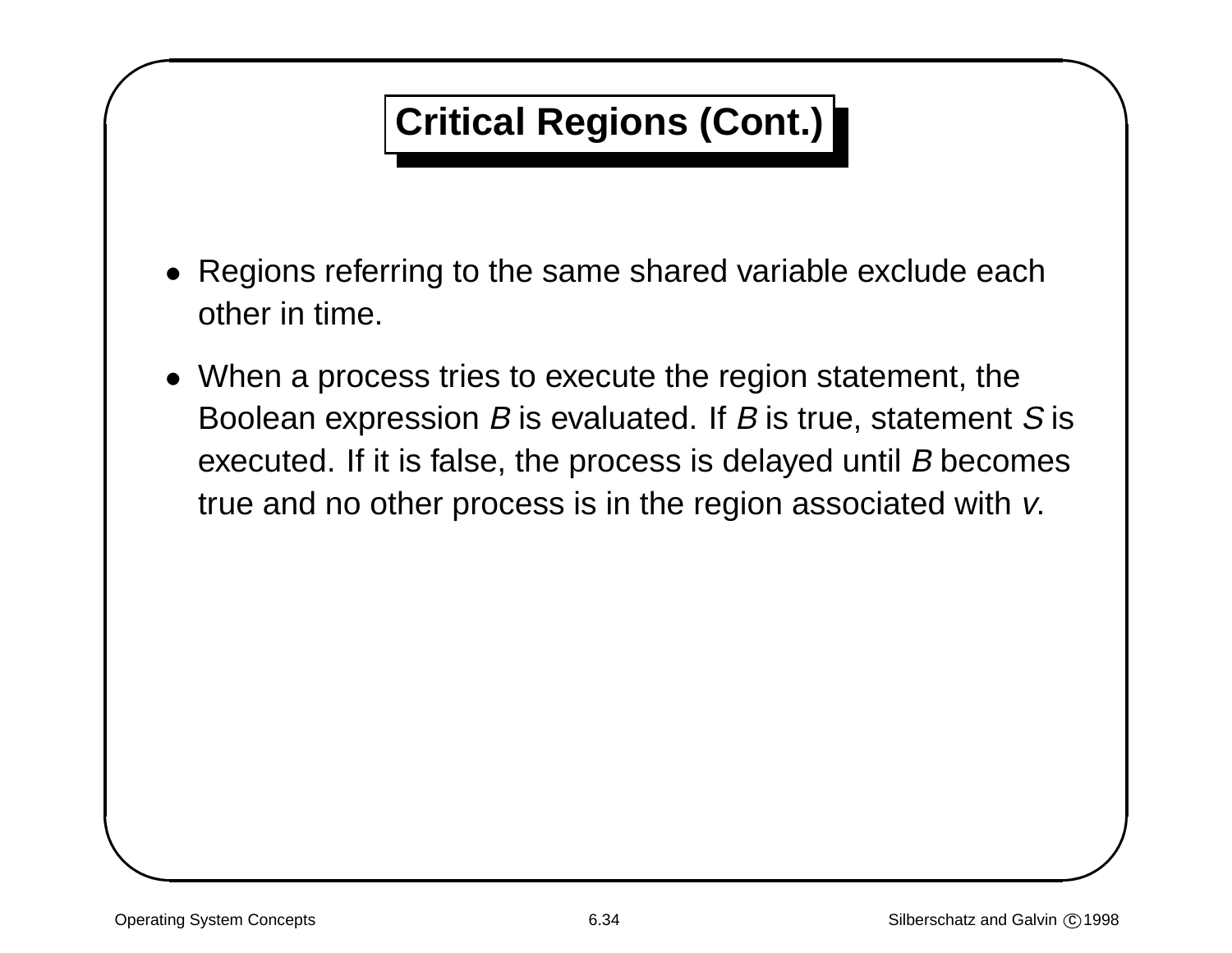# Critical Regions (Cont.)

- Regions referring to the same shared variable exclude each other in time.
- When a process tries to execute the region statement, the Boolean expression $B$ is evaluated. If $B$ is true, statement $S$ is executed. If it is false, the process is delayed until $B$ becomes true and no other process is in the region associated with $v$.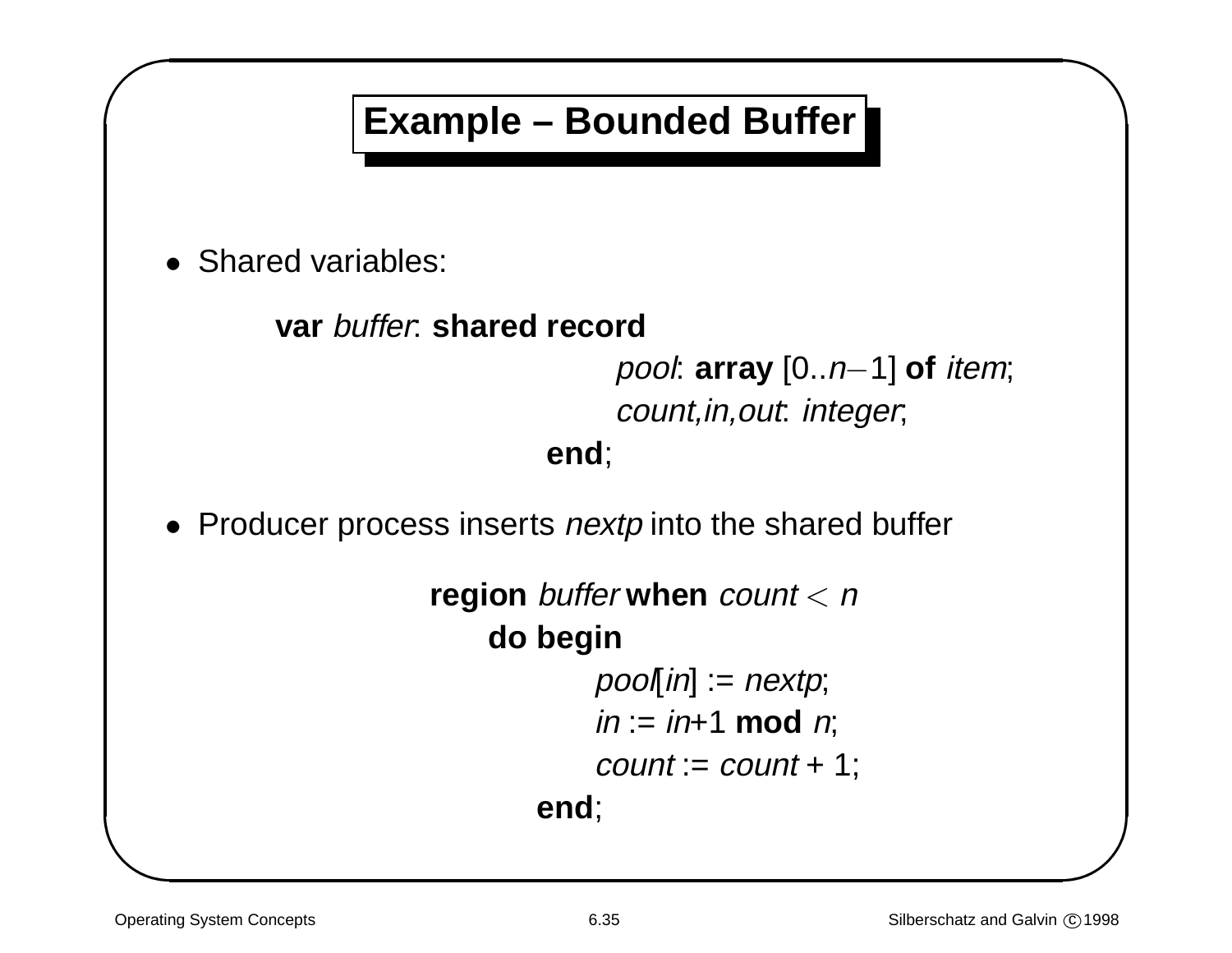# Example – Bounded Buffer

- Shared variables:

```
var buffer: shared record
                pool: array [0..n−1] of item;
                count,in,out: integer;
            end;
```

- Producer process inserts *nextp* into the shared buffer

```
region buffer when count < n
    do begin
            pool[in] := nextp;
            in := in+1 mod n;
            count := count + 1;
        end;
```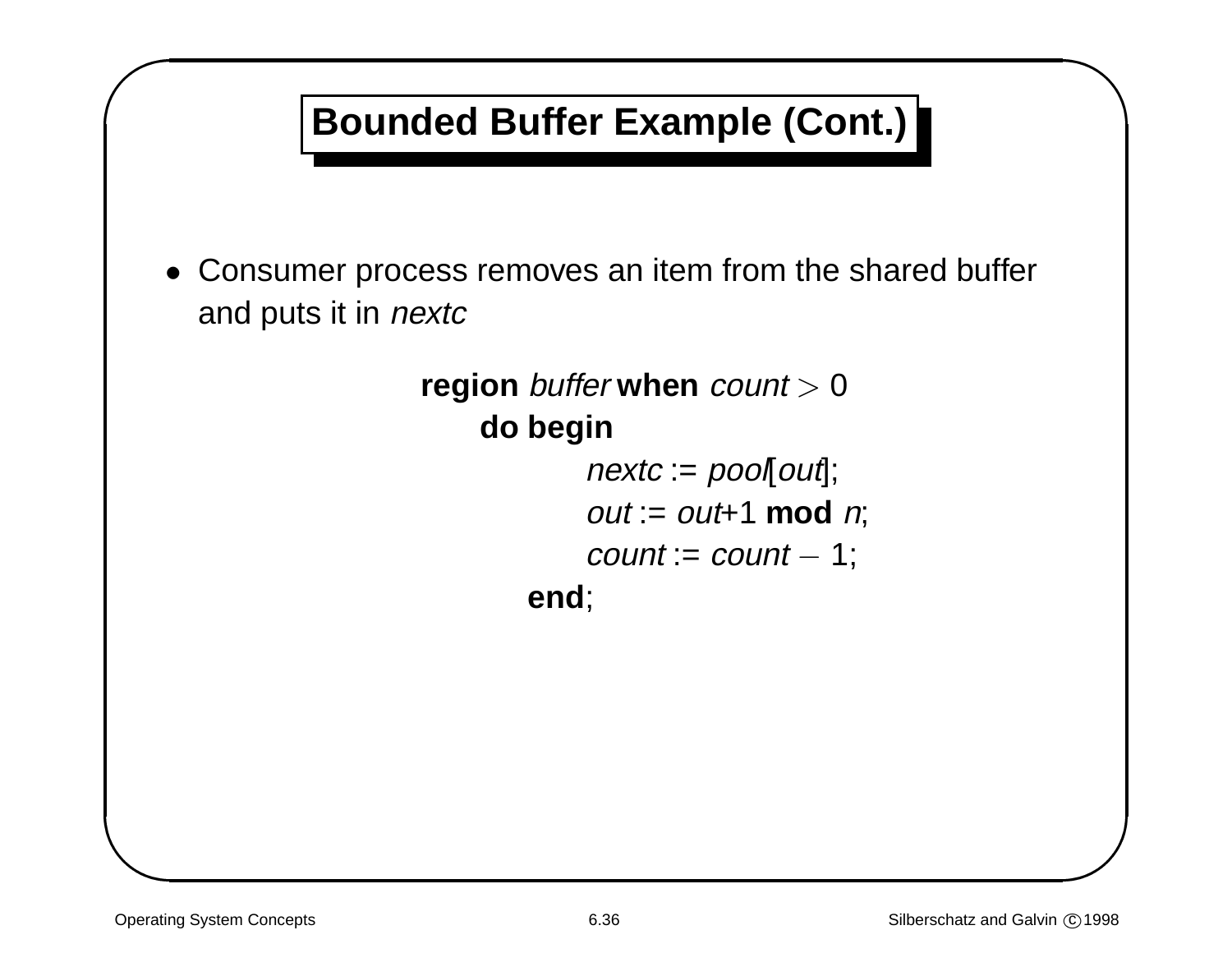# Bounded Buffer Example (Cont.)

- Consumer process removes an item from the shared buffer and puts it in *nextc*

```
region buffer when count > 0
    do begin
        nextc := pool[out];
        out := out+1 mod n;
        count := count – 1;
    end;
```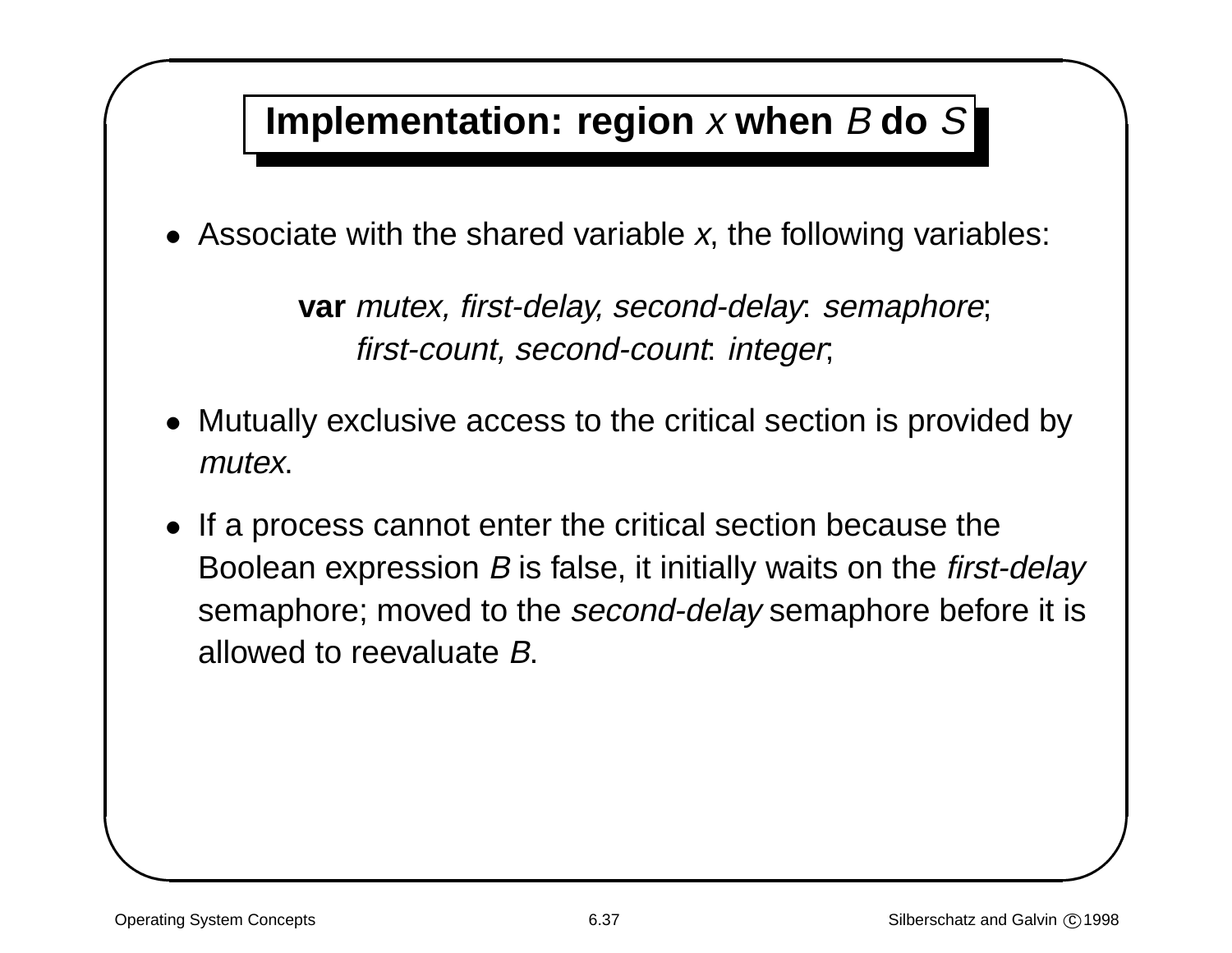# Implementation: region *x* when *B* do *S*

- Associate with the shared variable *x*, the following variables:

```
var mutex, first-delay, second-delay: semaphore;
    first-count, second-count: integer;
```

- Mutually exclusive access to the critical section is provided by *mutex*.
- If a process cannot enter the critical section because the Boolean expression *B* is false, it initially waits on the *first-delay* semaphore; moved to the *second-delay* semaphore before it is allowed to reevaluate *B*.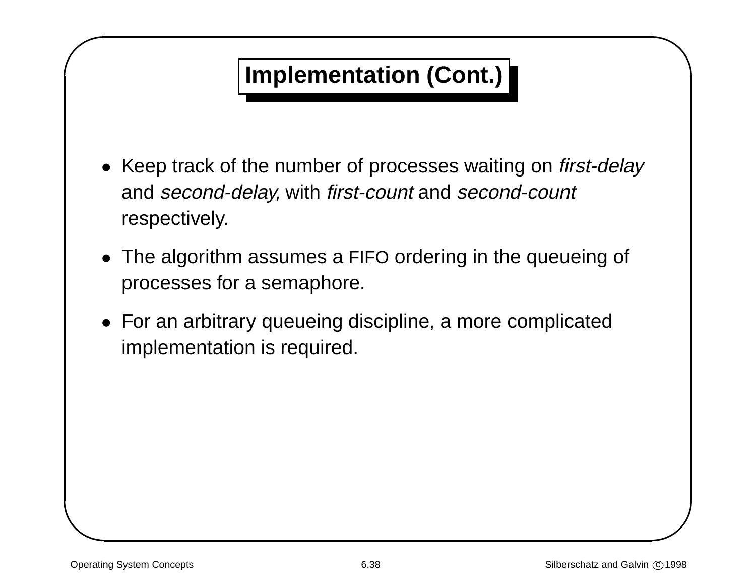# Implementation (Cont.)

- Keep track of the number of processes waiting on *first-delay* and *second-delay,* with *first-count* and *second-count* respectively.
- The algorithm assumes a FIFO ordering in the queueing of processes for a semaphore.
- For an arbitrary queueing discipline, a more complicated implementation is required.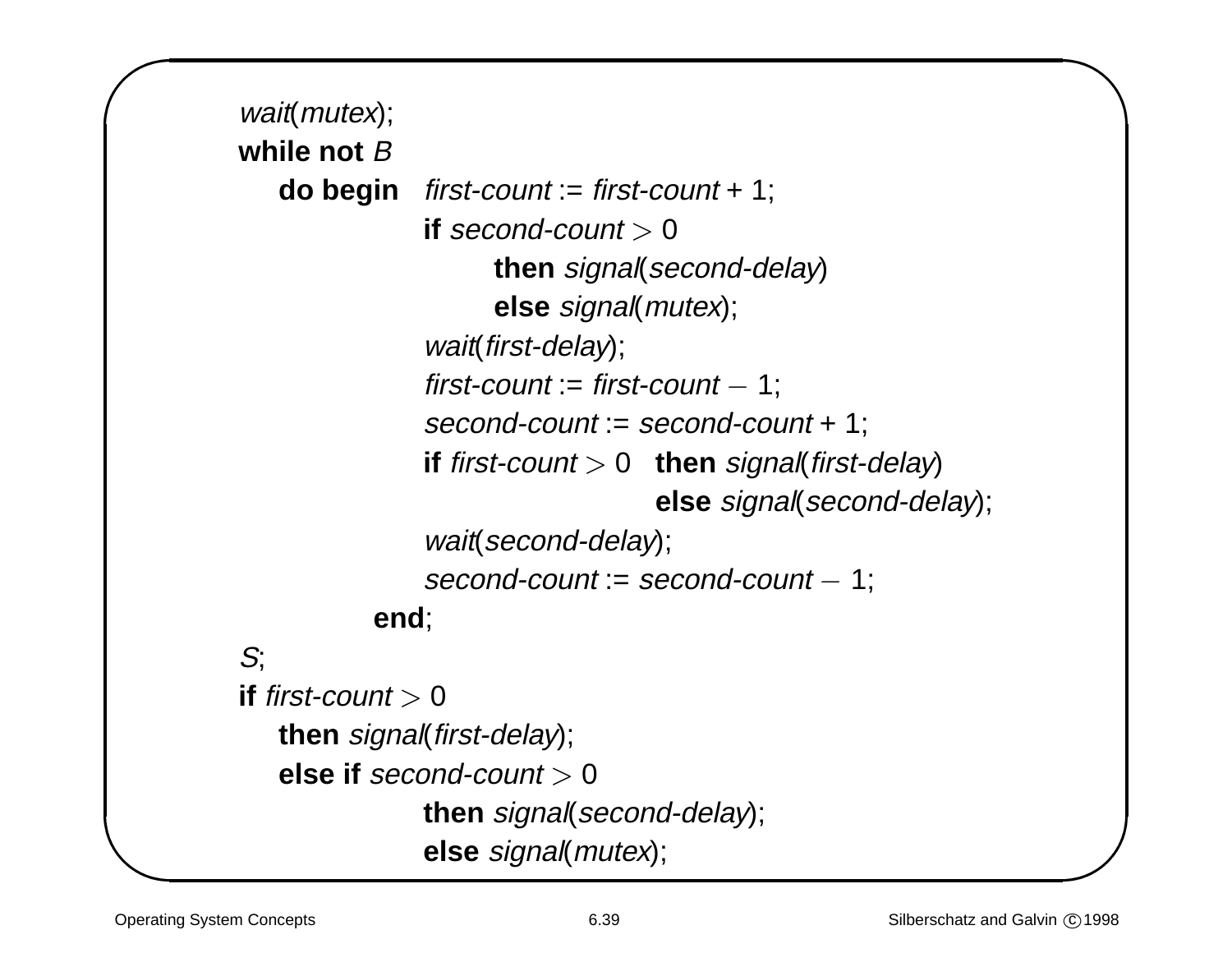```
wait(mutex);
while not B
    do begin   first-count := first-count + 1;
               if second-count > 0
                     then signal(second-delay)
                     else signal(mutex);
               wait(first-delay);
               first-count := first-count − 1;
               second-count := second-count + 1;
               if first-count > 0   then signal(first-delay)
                                    else signal(second-delay);
               wait(second-delay);
               second-count := second-count − 1;
          end;
S;
if first-count > 0
    then signal(first-delay);
    else if second-count > 0
               then signal(second-delay);
               else signal(mutex);
```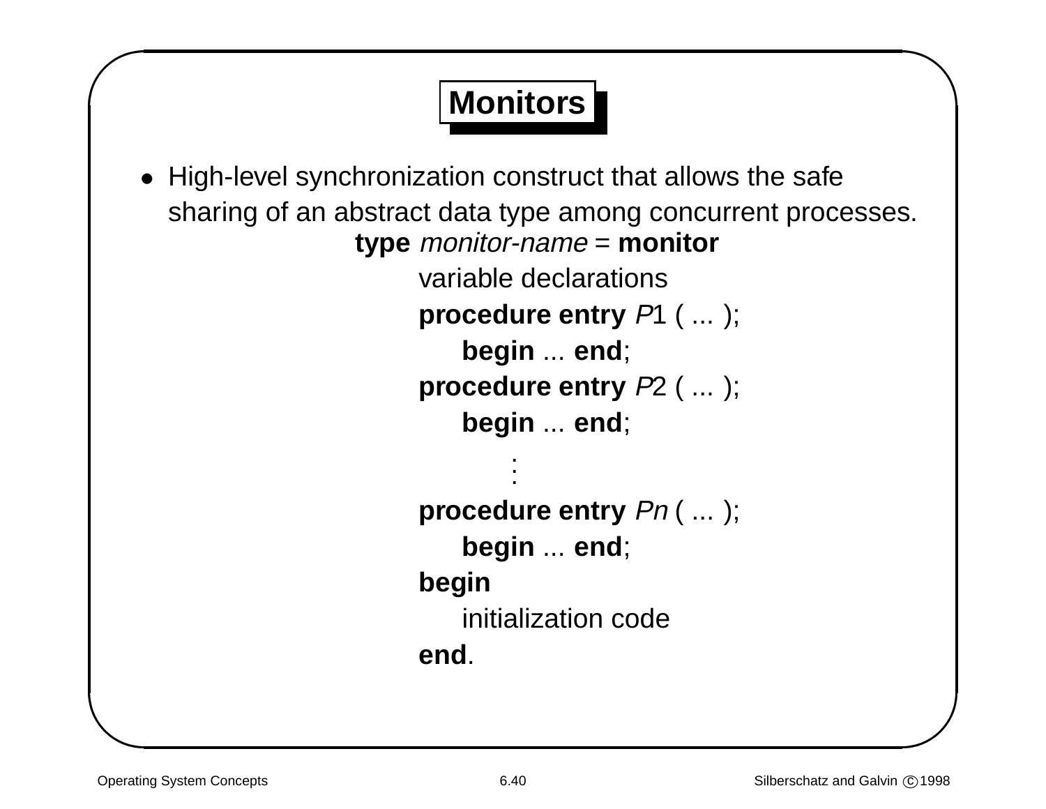# Monitors

- High-level synchronization construct that allows the safe sharing of an abstract data type among concurrent processes.

```
type monitor-name = monitor
        variable declarations
        procedure entry P1 ( ... );
            begin ... end;
        procedure entry P2 ( ... );
            begin ... end;
                .
                .
                .
        procedure entry Pn ( ... );
            begin ... end;
        begin
            initialization code
        end.
```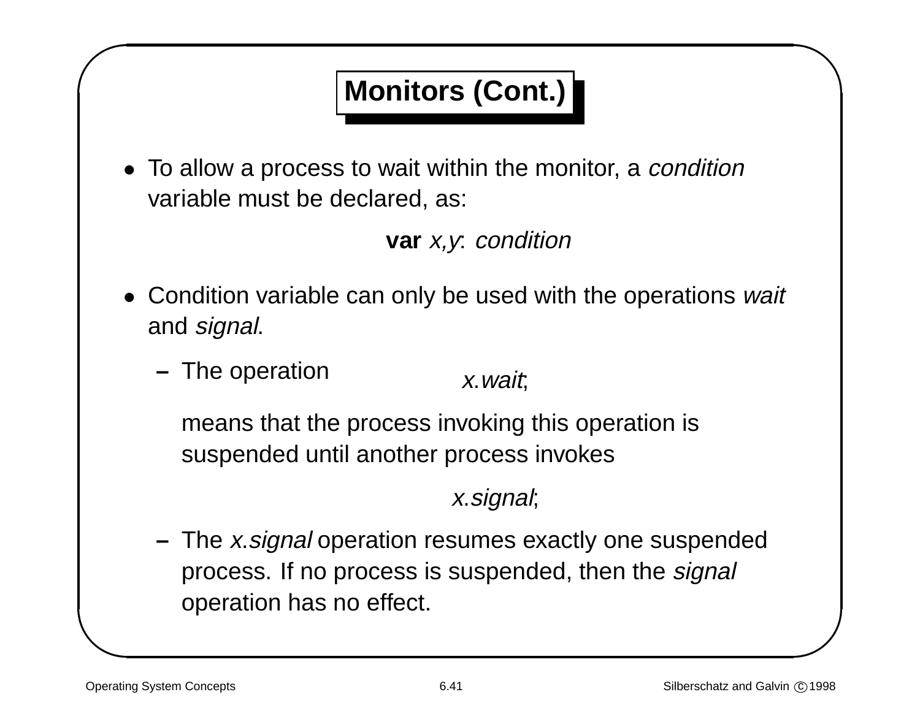# Monitors (Cont.)

- To allow a process to wait within the monitor, a *condition* variable must be declared, as:

  **var** *x,y*: *condition*

- Condition variable can only be used with the operations *wait* and *signal*.

  – The operation

    *x.wait*;

    means that the process invoking this operation is suspended until another process invokes

    *x.signal*;

  – The *x.signal* operation resumes exactly one suspended process. If no process is suspended, then the *signal* operation has no effect.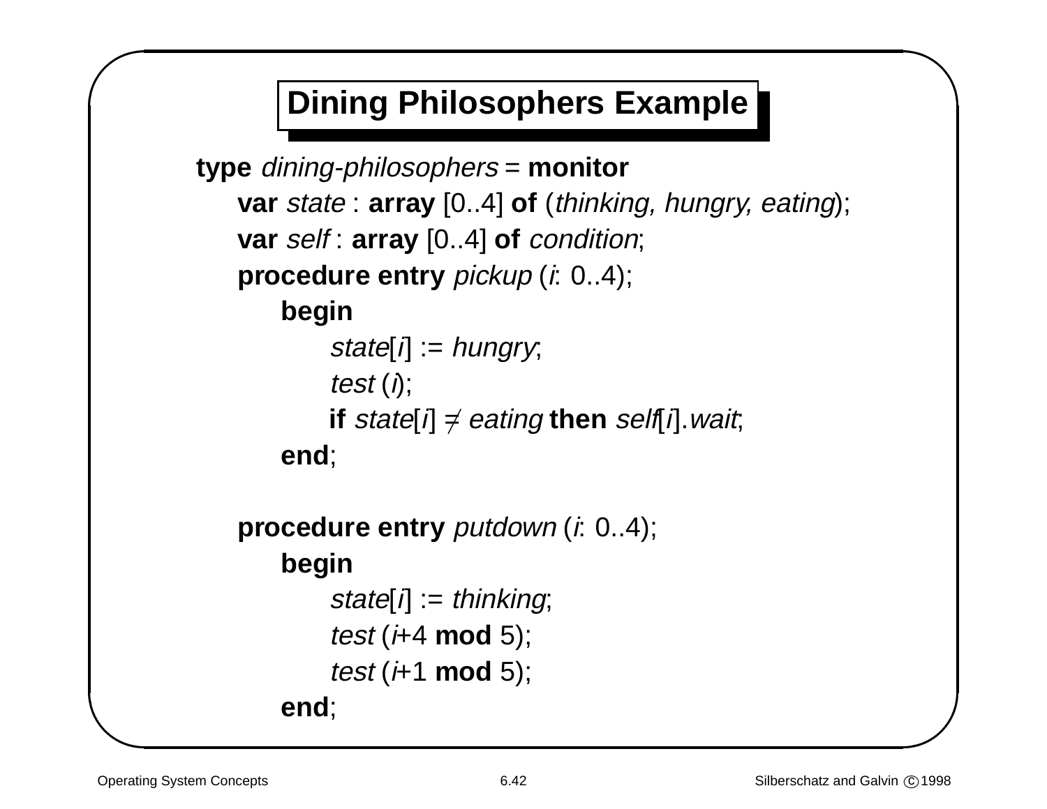# Dining Philosophers Example

```
type dining-philosophers = monitor
    var state : array [0..4] of (thinking, hungry, eating);
    var self : array [0..4] of condition;
    procedure entry pickup (i: 0..4);
        begin
            state[i] := hungry;
            test (i);
            if state[i] ≠ eating then self[i].wait;
        end;

    procedure entry putdown (i: 0..4);
        begin
            state[i] := thinking;
            test (i+4 mod 5);
            test (i+1 mod 5);
        end;
```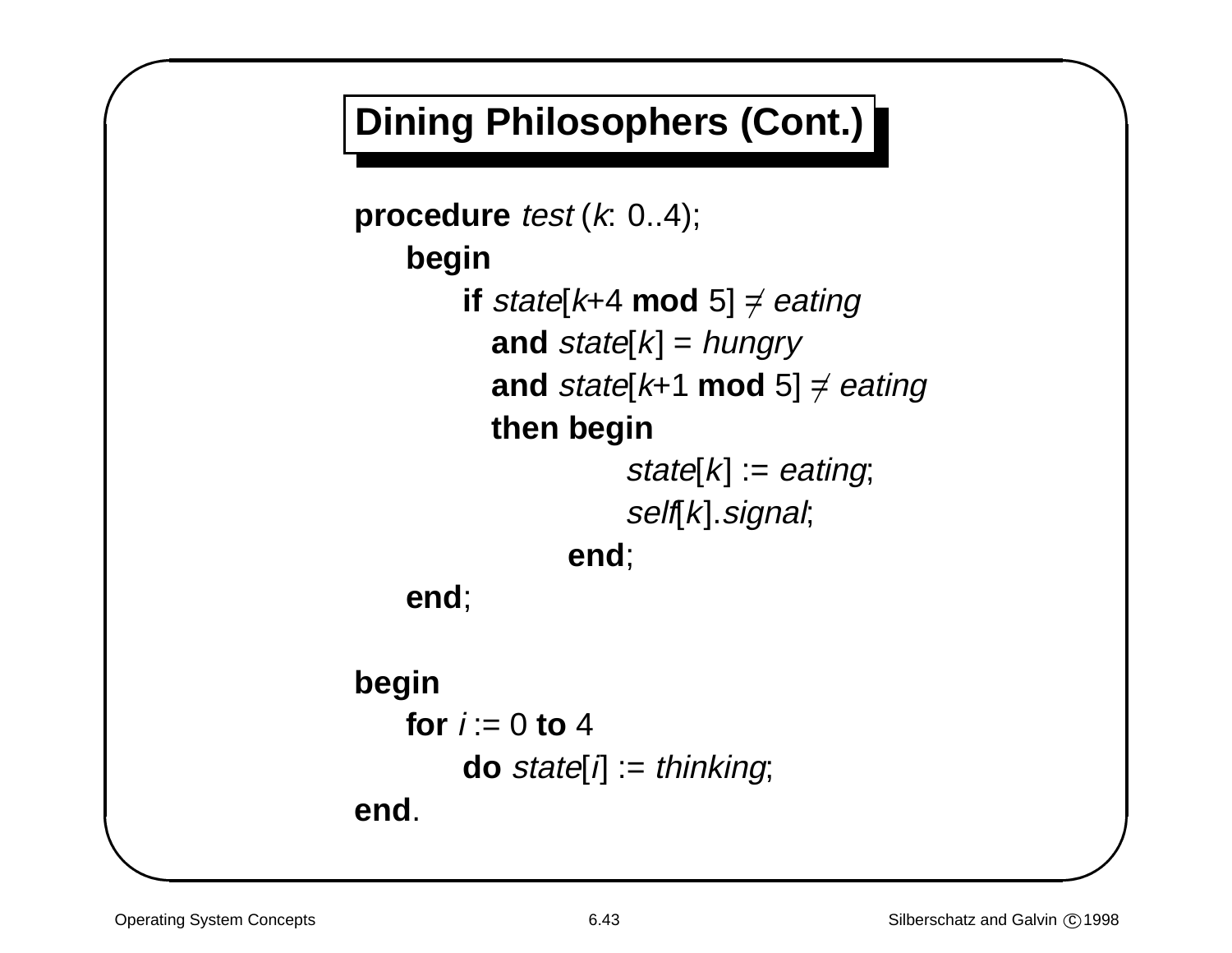## Dining Philosophers (Cont.)

```
procedure test (k: 0..4);
    begin
        if state[k+4 mod 5] ≠ eating
          and state[k] = hungry
          and state[k+1 mod 5] ≠ eating
          then begin
                    state[k] := eating;
                    self[k].signal;
               end;
    end;

begin
    for i := 0 to 4
        do state[i] := thinking;
end.
```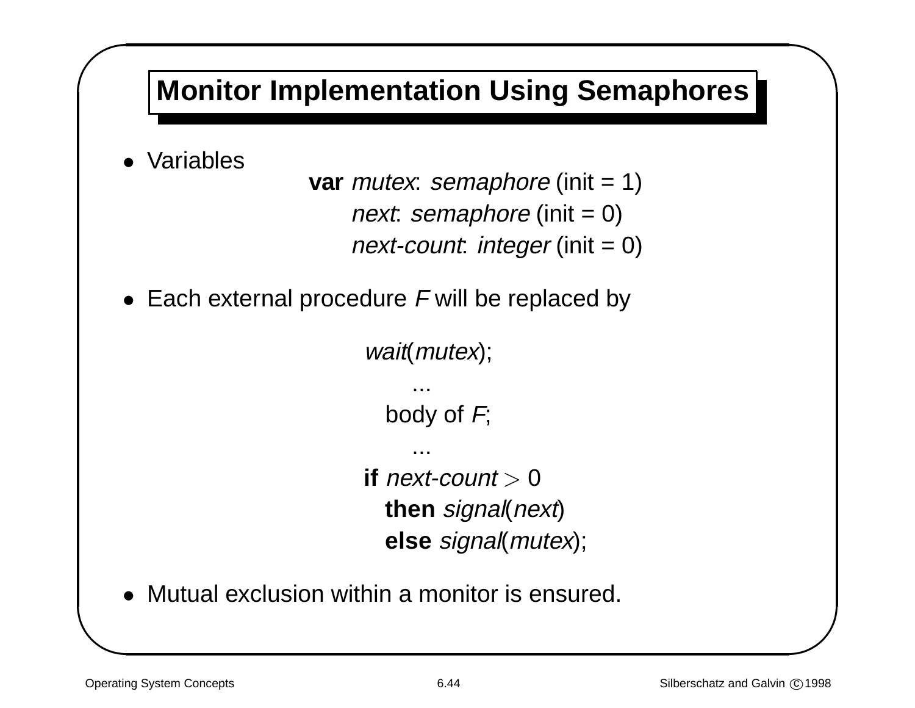# Monitor Implementation Using Semaphores

- Variables

```
var mutex: semaphore (init = 1)
    next: semaphore (init = 0)
    next-count: integer (init = 0)
```

- Each external procedure *F* will be replaced by

```
wait(mutex);
   ...
  body of F;
   ...
if next-count > 0
  then signal(next)
  else signal(mutex);
```

- Mutual exclusion within a monitor is ensured.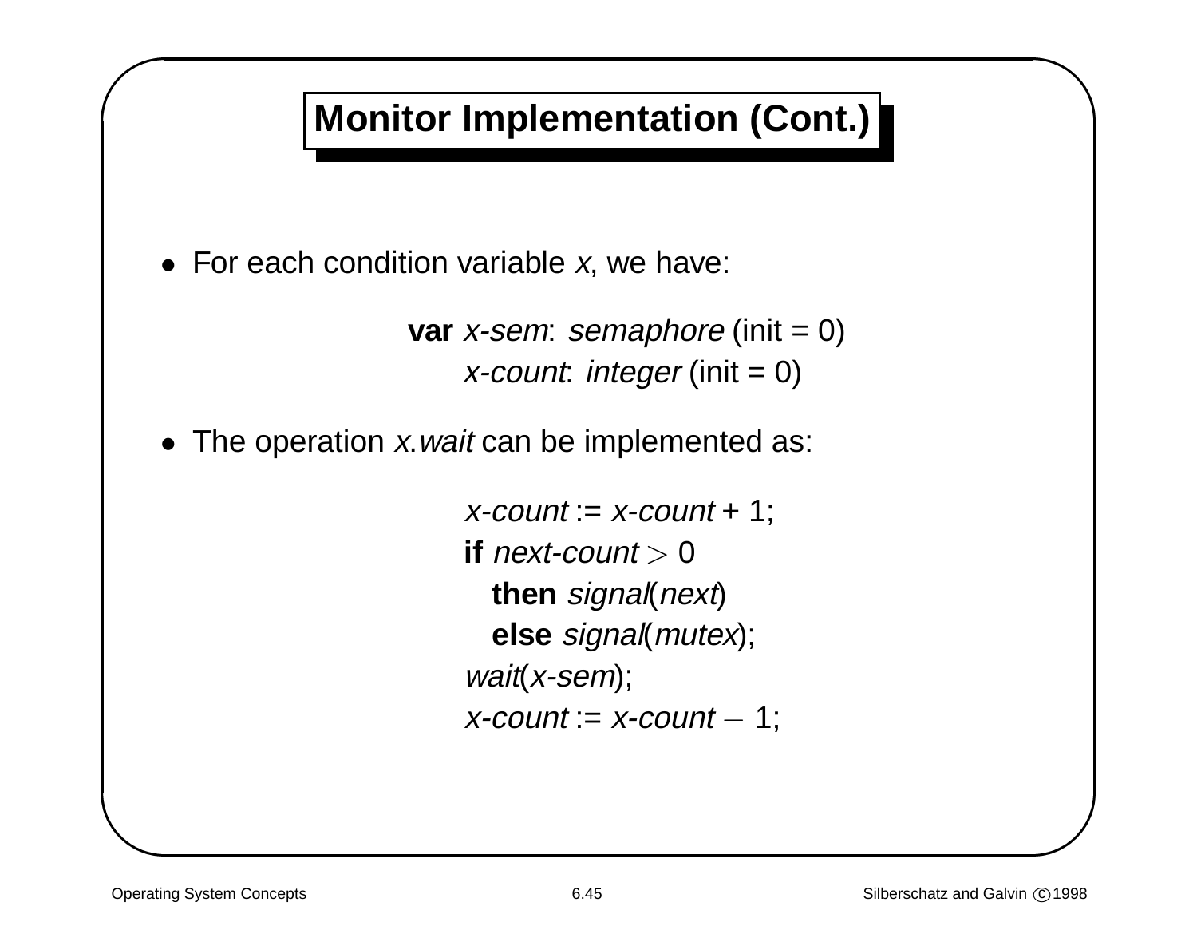## Monitor Implementation (Cont.)

- For each condition variable *x*, we have:

```
var x-sem: semaphore (init = 0)
    x-count: integer (init = 0)
```

- The operation *x.wait* can be implemented as:

```
x-count := x-count + 1;
if next-count > 0
  then signal(next)
  else signal(mutex);
wait(x-sem);
x-count := x-count − 1;
```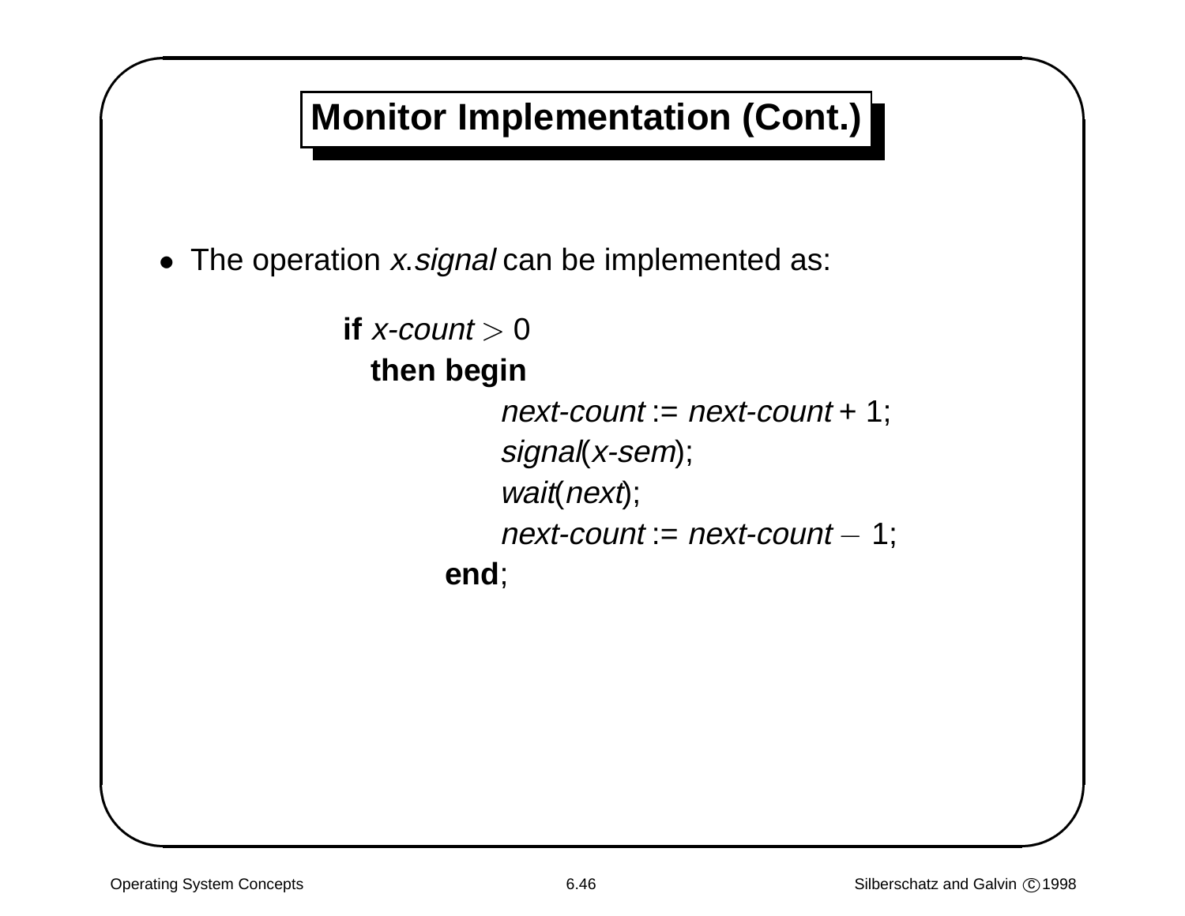# Monitor Implementation (Cont.)

- The operation *x.signal* can be implemented as:

```
if x-count > 0
  then begin
          next-count := next-count + 1;
          signal(x-sem);
          wait(next);
          next-count := next-count – 1;
       end;
```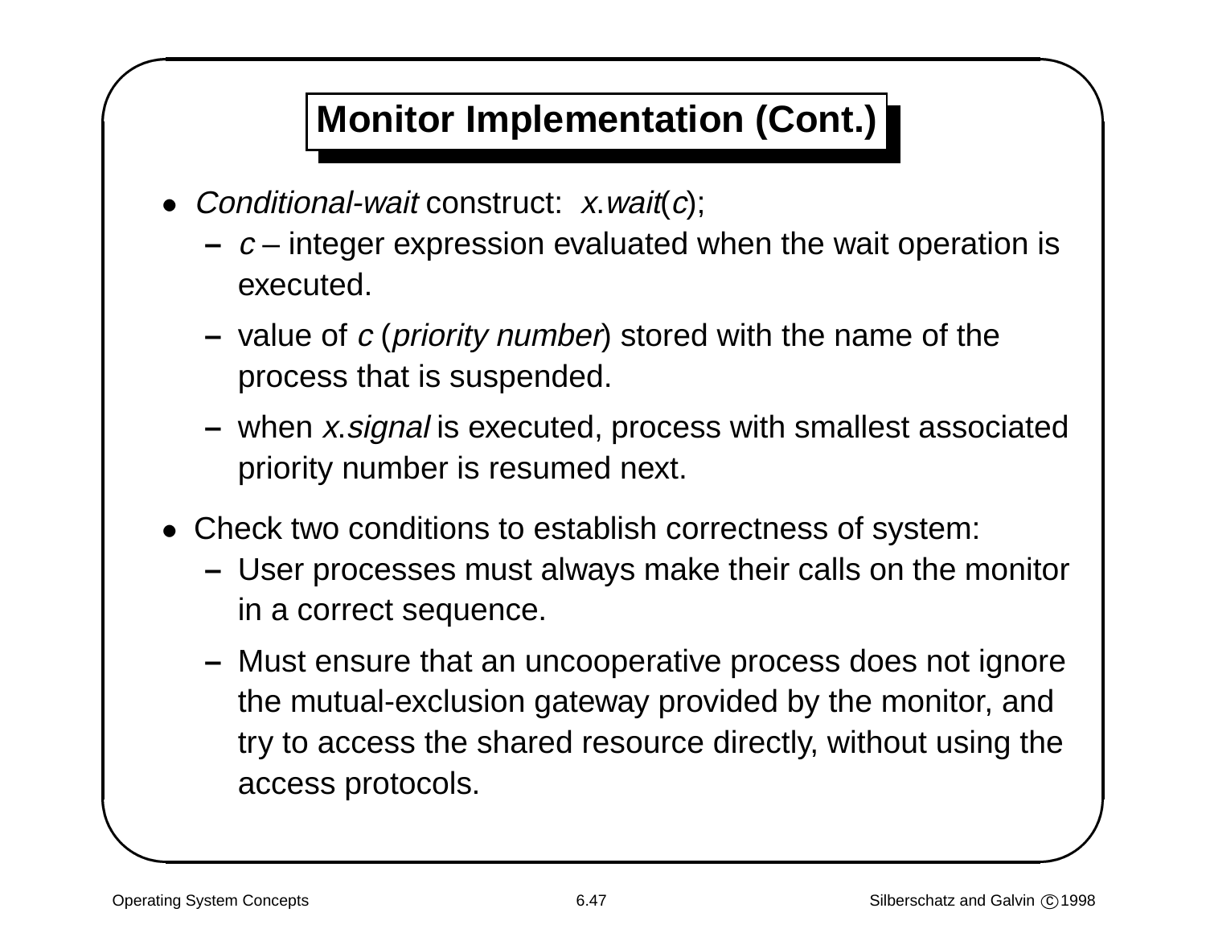# Monitor Implementation (Cont.)

- *Conditional-wait* construct: *x.wait*(*c*);
  - *c* – integer expression evaluated when the wait operation is executed.
  - value of *c* (*priority number*) stored with the name of the process that is suspended.
  - when *x.signal* is executed, process with smallest associated priority number is resumed next.
- Check two conditions to establish correctness of system:
  - User processes must always make their calls on the monitor in a correct sequence.
  - Must ensure that an uncooperative process does not ignore the mutual-exclusion gateway provided by the monitor, and try to access the shared resource directly, without using the access protocols.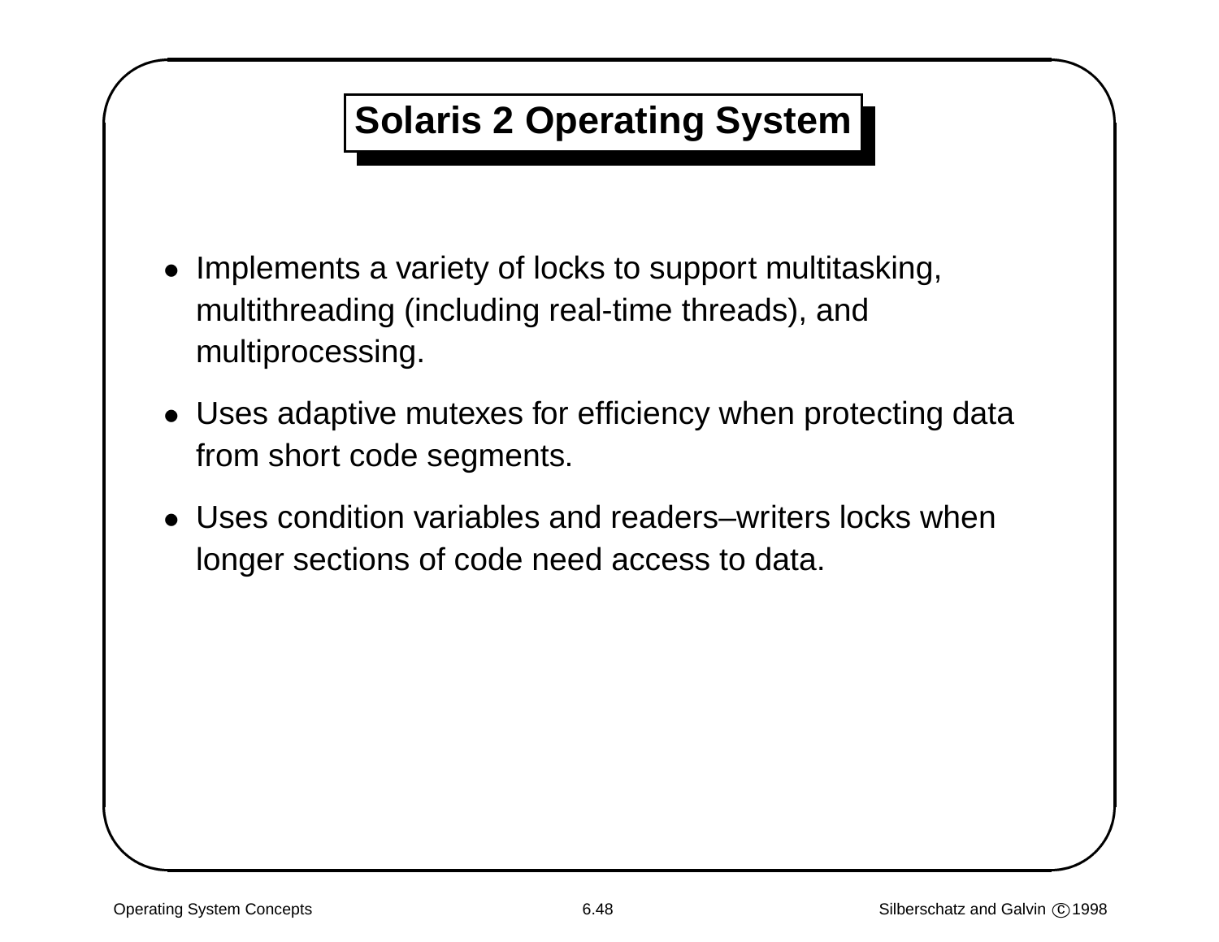# Solaris 2 Operating System

- Implements a variety of locks to support multitasking, multithreading (including real-time threads), and multiprocessing.
- Uses adaptive mutexes for efficiency when protecting data from short code segments.
- Uses condition variables and readers–writers locks when longer sections of code need access to data.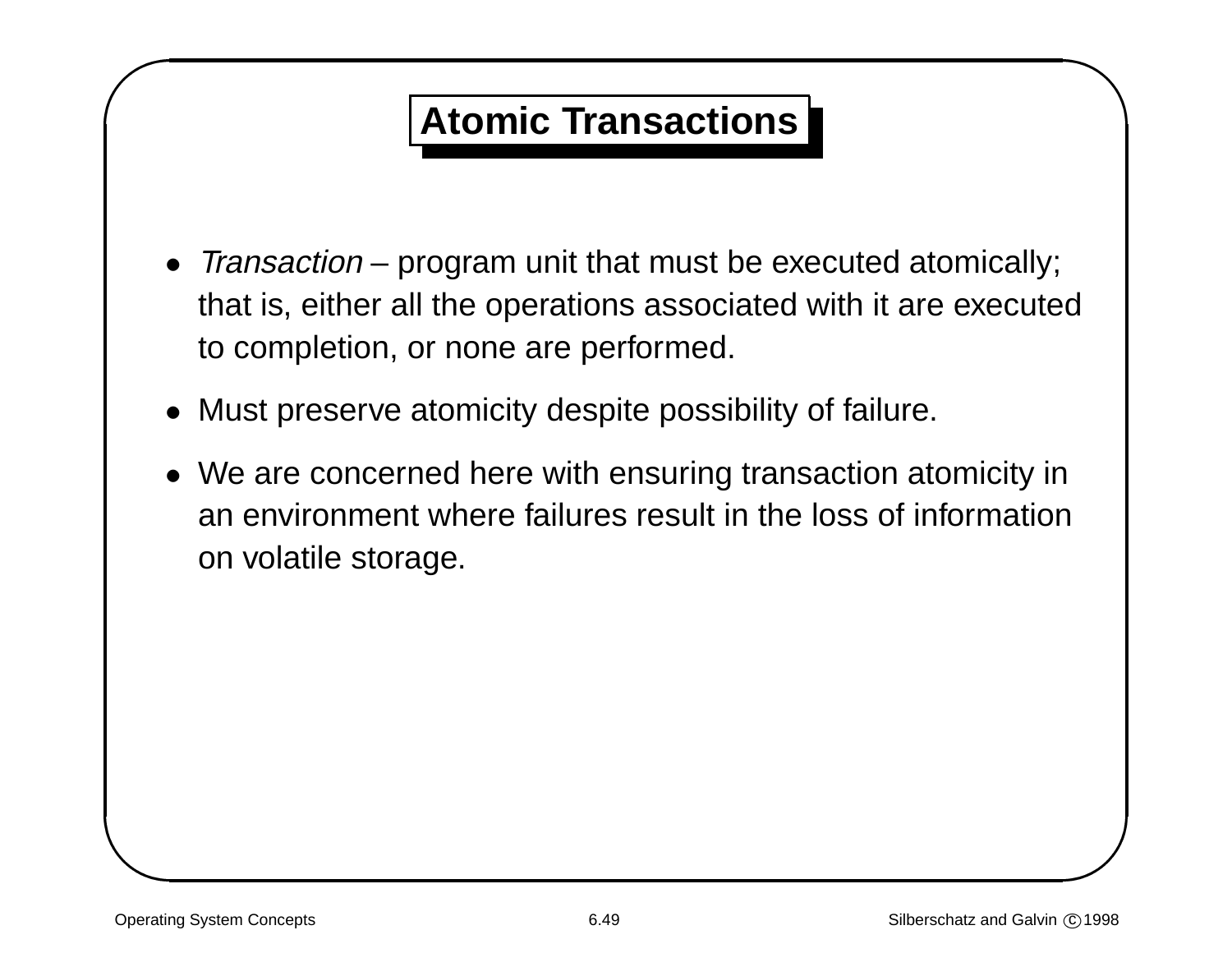# Atomic Transactions

- *Transaction* – program unit that must be executed atomically; that is, either all the operations associated with it are executed to completion, or none are performed.
- Must preserve atomicity despite possibility of failure.
- We are concerned here with ensuring transaction atomicity in an environment where failures result in the loss of information on volatile storage.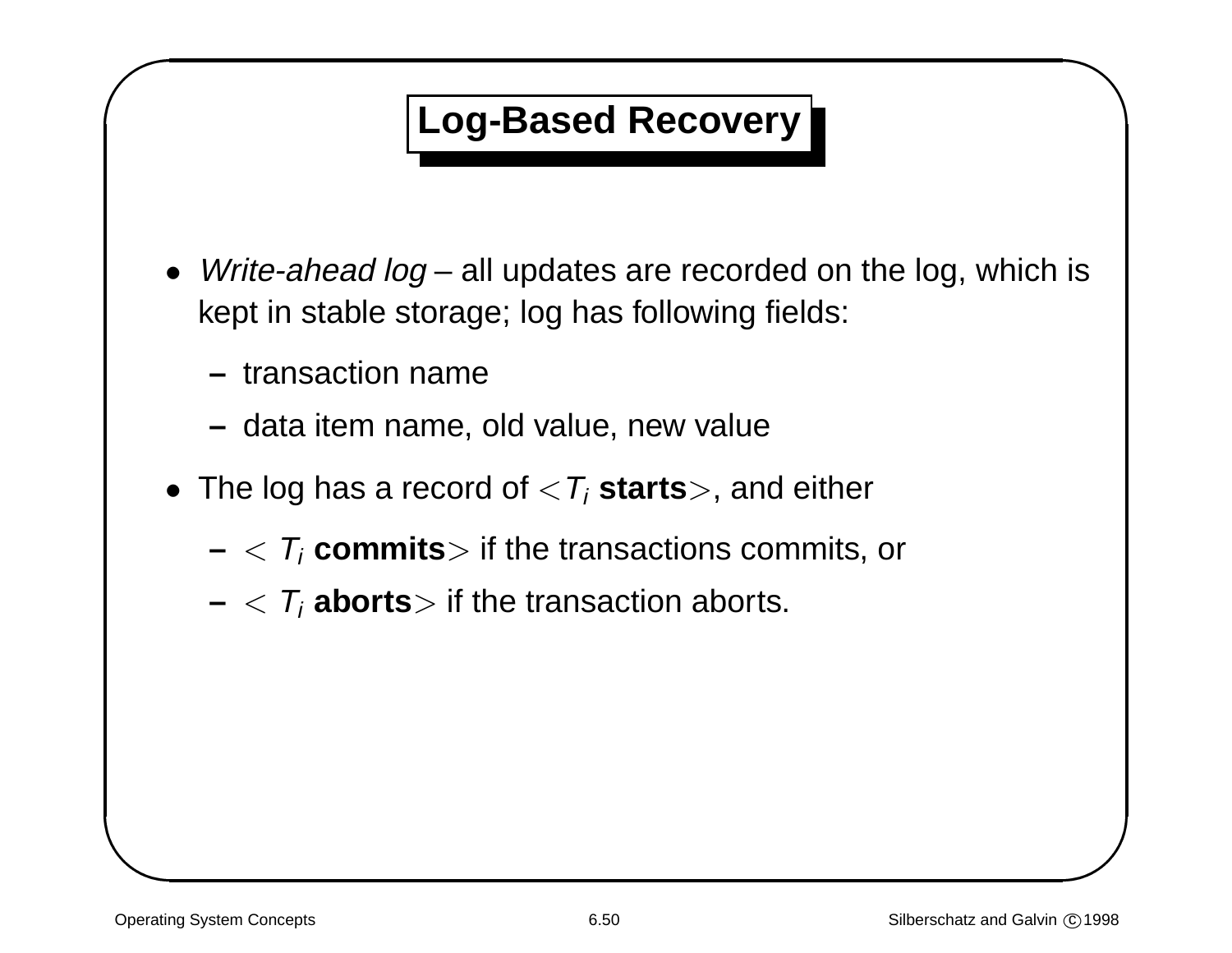# Log-Based Recovery

- *Write-ahead log* – all updates are recorded on the log, which is kept in stable storage; log has following fields:
  - transaction name
  - data item name, old value, new value
- The log has a record of $<T_i$ **starts**$>$, and either
  - $< T_i$ **commits**$>$ if the transactions commits, or
  - $< T_i$ **aborts**$>$ if the transaction aborts.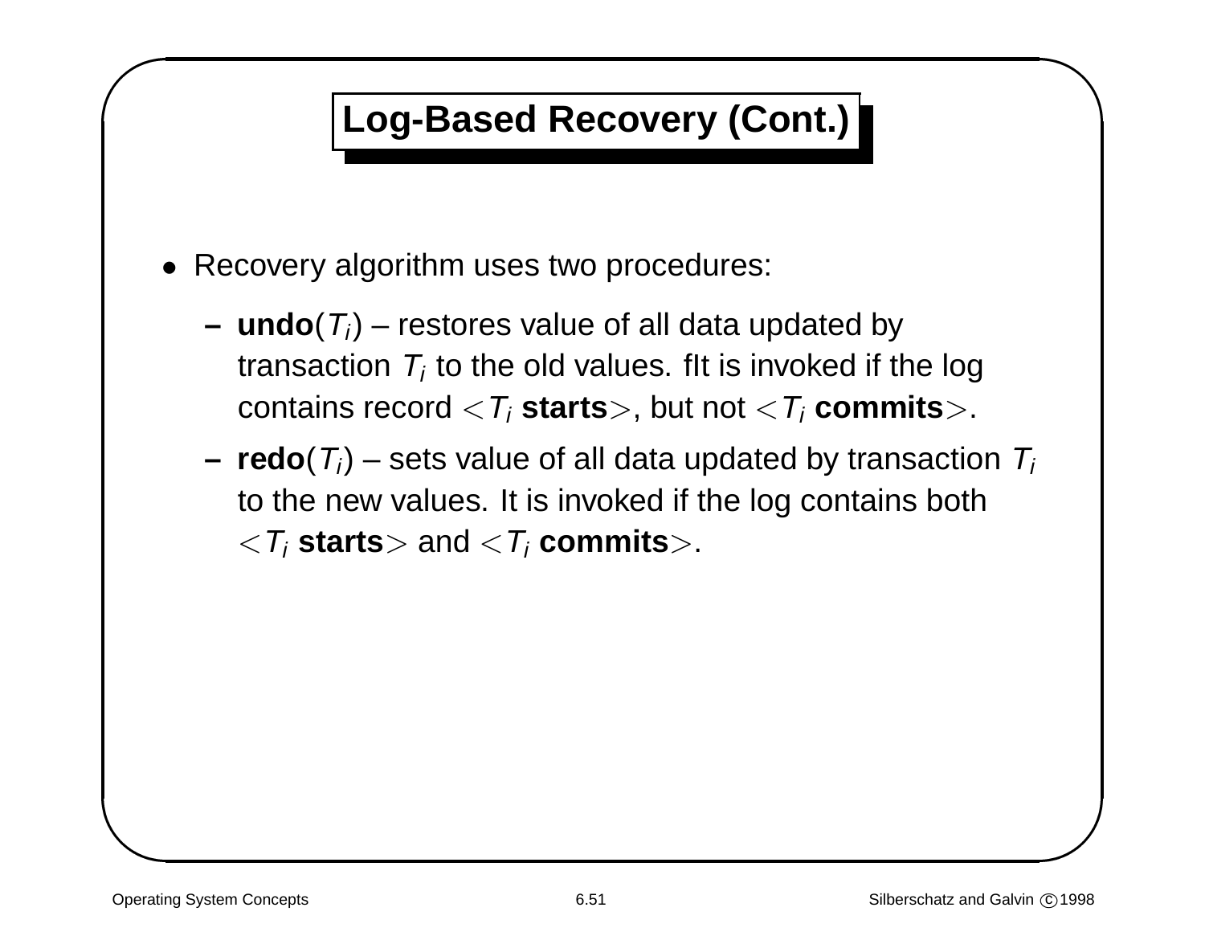# Log-Based Recovery (Cont.)

- Recovery algorithm uses two procedures:
  - **undo**($T_i$) – restores value of all data updated by transaction $T_i$ to the old values. fIt is invoked if the log contains record $<T_i$ **starts**$>$, but not $<T_i$ **commits**$>$.
  - **redo**($T_i$) – sets value of all data updated by transaction $T_i$ to the new values. It is invoked if the log contains both $<T_i$ **starts**$>$ and $<T_i$ **commits**$>$.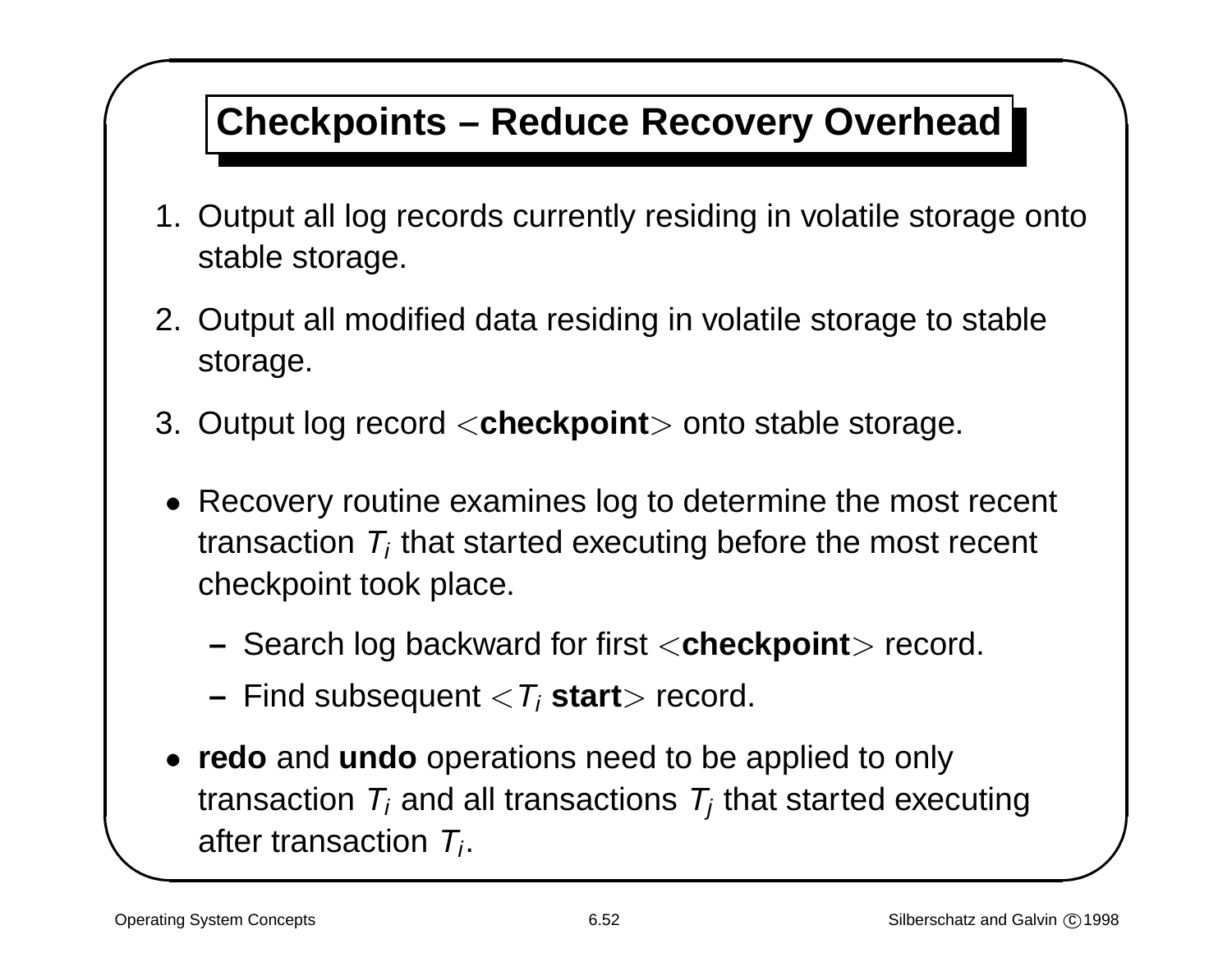# Checkpoints – Reduce Recovery Overhead

1. Output all log records currently residing in volatile storage onto stable storage.
2. Output all modified data residing in volatile storage to stable storage.
3. Output log record <**checkpoint**> onto stable storage.

- Recovery routine examines log to determine the most recent transaction $T_i$ that started executing before the most recent checkpoint took place.
  - Search log backward for first <**checkpoint**> record.
  - Find subsequent <$T_i$ **start**> record.
- **redo** and **undo** operations need to be applied to only transaction $T_i$ and all transactions $T_j$ that started executing after transaction $T_i$.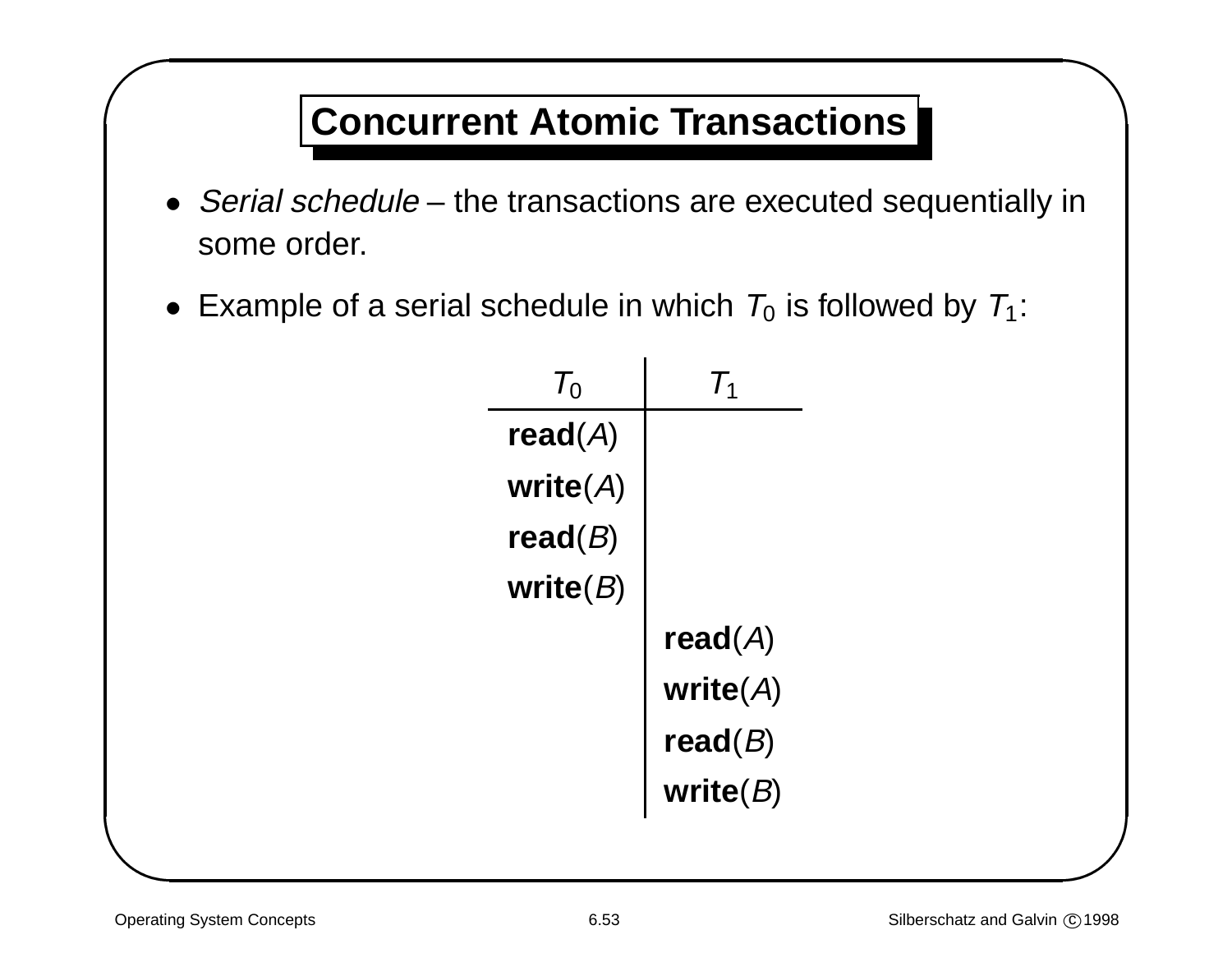# Concurrent Atomic Transactions

- *Serial schedule* – the transactions are executed sequentially in some order.
- Example of a serial schedule in which $T_0$ is followed by $T_1$:

| $T_0$ | $T_1$ |
| --- | --- |
| **read**($A$) | |
| **write**($A$) | |
| **read**($B$) | |
| **write**($B$) | |
| | **read**($A$) |
| | **write**($A$) |
| | **read**($B$) |
| | **write**($B$) |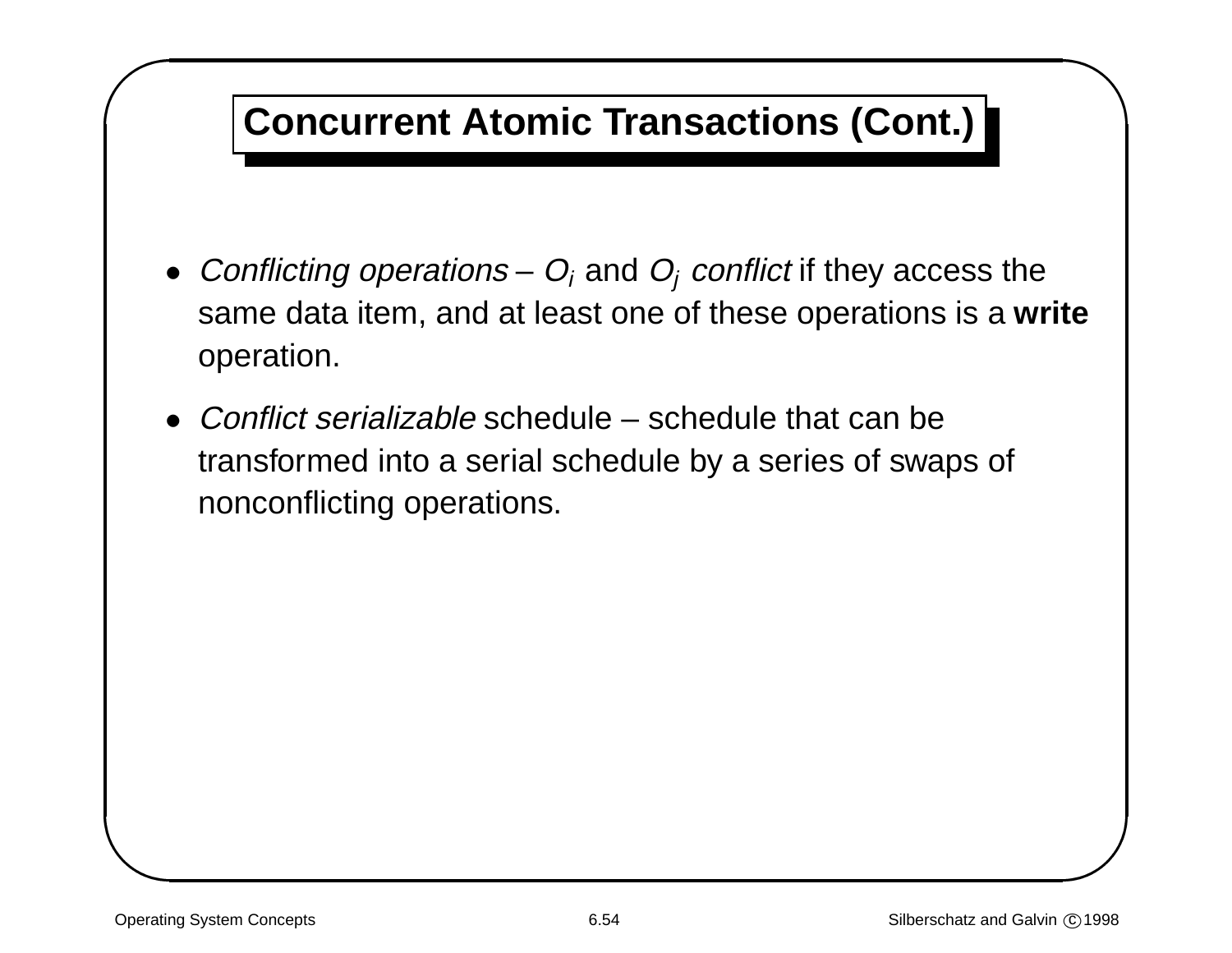# Concurrent Atomic Transactions (Cont.)

- *Conflicting operations* – $O_i$ and $O_j$ *conflict* if they access the same data item, and at least one of these operations is a **write** operation.
- *Conflict serializable* schedule – schedule that can be transformed into a serial schedule by a series of swaps of nonconflicting operations.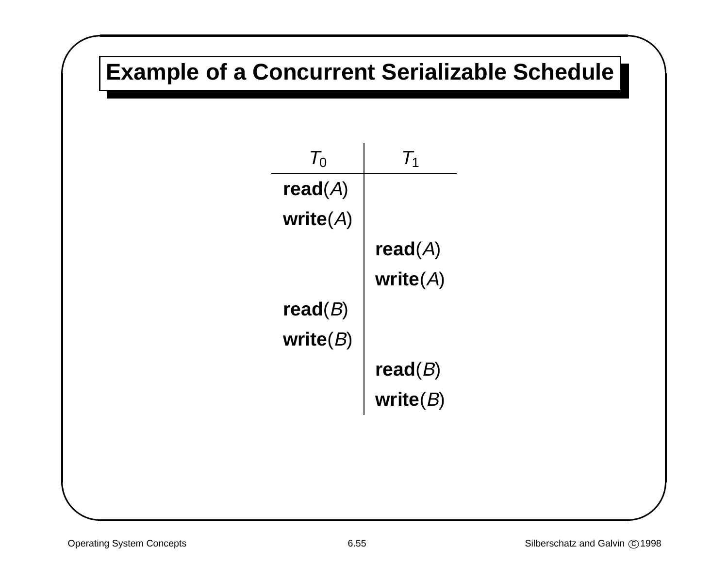# Example of a Concurrent Serializable Schedule

| $T_0$ | $T_1$ |
|---|---|
| **read**($A$) | |
| **write**($A$) | |
| | **read**($A$) |
| | **write**($A$) |
| **read**($B$) | |
| **write**($B$) | |
| | **read**($B$) |
| | **write**($B$) |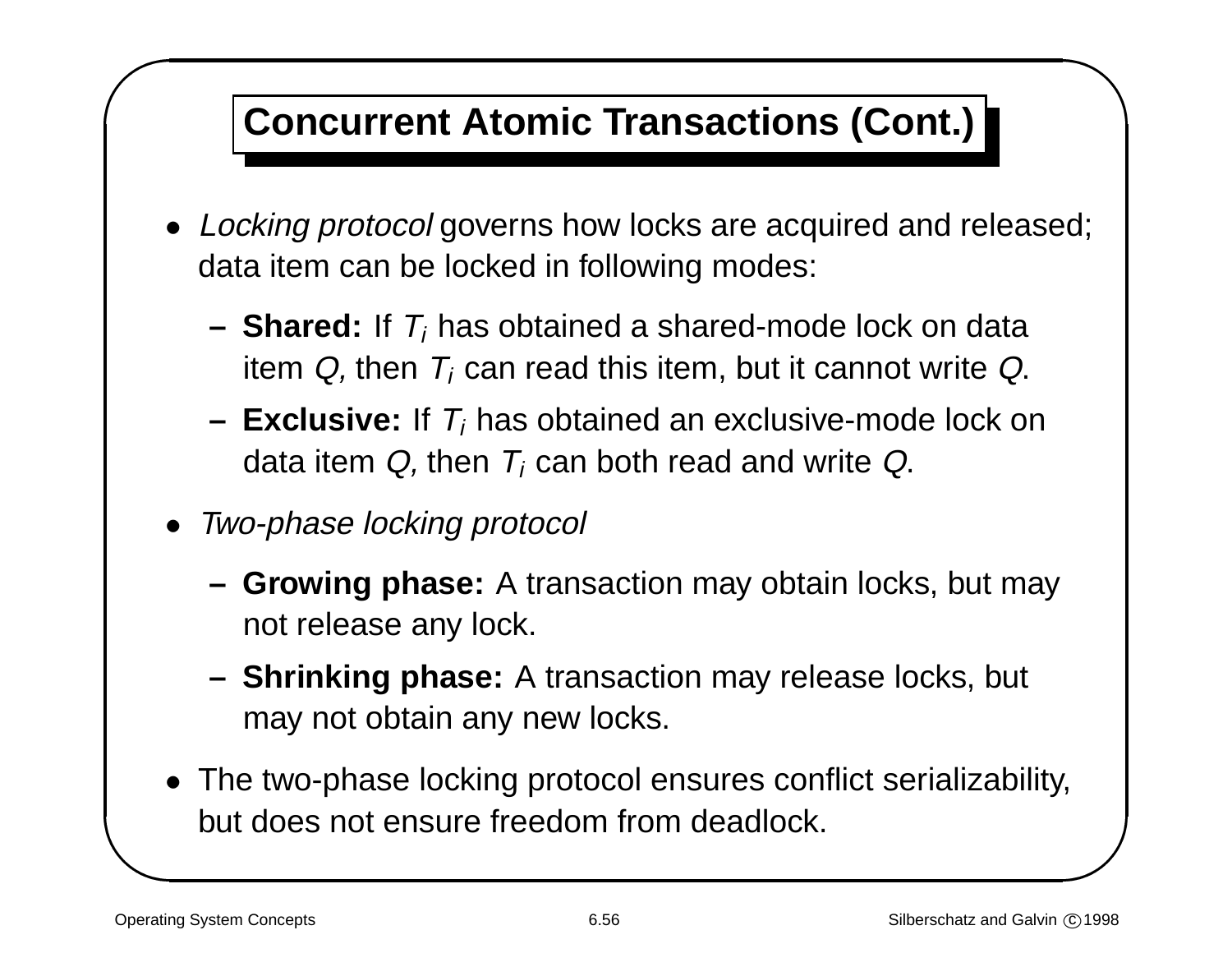# Concurrent Atomic Transactions (Cont.)

- *Locking protocol* governs how locks are acquired and released; data item can be locked in following modes:
  - **Shared:** If $T_i$ has obtained a shared-mode lock on data item $Q$, then $T_i$ can read this item, but it cannot write $Q$.
  - **Exclusive:** If $T_i$ has obtained an exclusive-mode lock on data item $Q$, then $T_i$ can both read and write $Q$.
- *Two-phase locking protocol*
  - **Growing phase:** A transaction may obtain locks, but may not release any lock.
  - **Shrinking phase:** A transaction may release locks, but may not obtain any new locks.
- The two-phase locking protocol ensures conflict serializability, but does not ensure freedom from deadlock.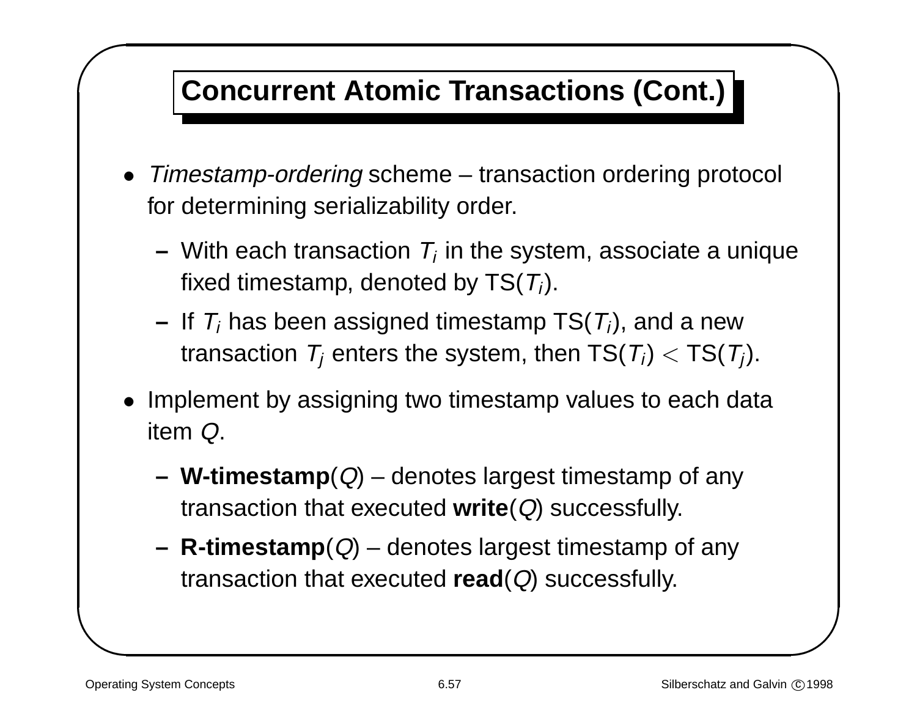# Concurrent Atomic Transactions (Cont.)

- *Timestamp-ordering* scheme – transaction ordering protocol for determining serializability order.
  - With each transaction $T_i$ in the system, associate a unique fixed timestamp, denoted by TS($T_i$).
  - If $T_i$ has been assigned timestamp TS($T_i$), and a new transaction $T_j$ enters the system, then TS($T_i$) $<$ TS($T_j$).
- Implement by assigning two timestamp values to each data item $Q$.
  - **W-timestamp**($Q$) – denotes largest timestamp of any transaction that executed **write**($Q$) successfully.
  - **R-timestamp**($Q$) – denotes largest timestamp of any transaction that executed **read**($Q$) successfully.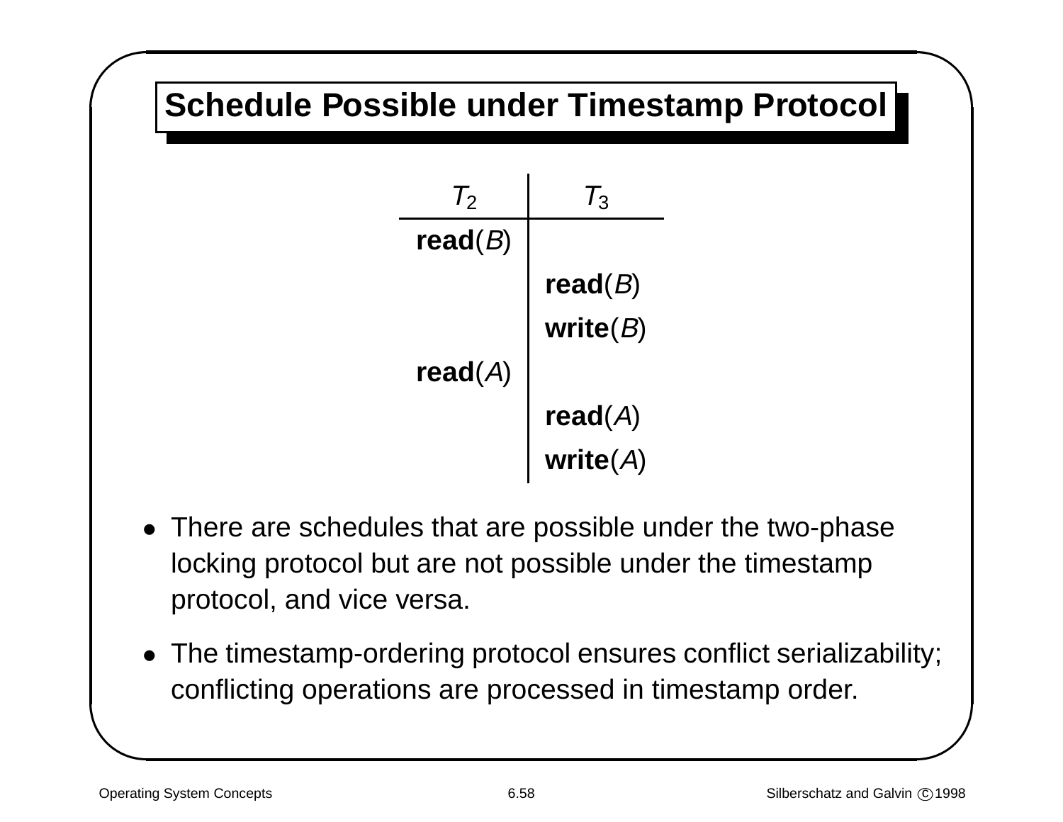## Schedule Possible under Timestamp Protocol

| $T_2$ | $T_3$ |
|---|---|
| **read**($B$) | |
| | **read**($B$) |
| | **write**($B$) |
| **read**($A$) | |
| | **read**($A$) |
| | **write**($A$) |

- There are schedules that are possible under the two-phase locking protocol but are not possible under the timestamp protocol, and vice versa.
- The timestamp-ordering protocol ensures conflict serializability; conflicting operations are processed in timestamp order.